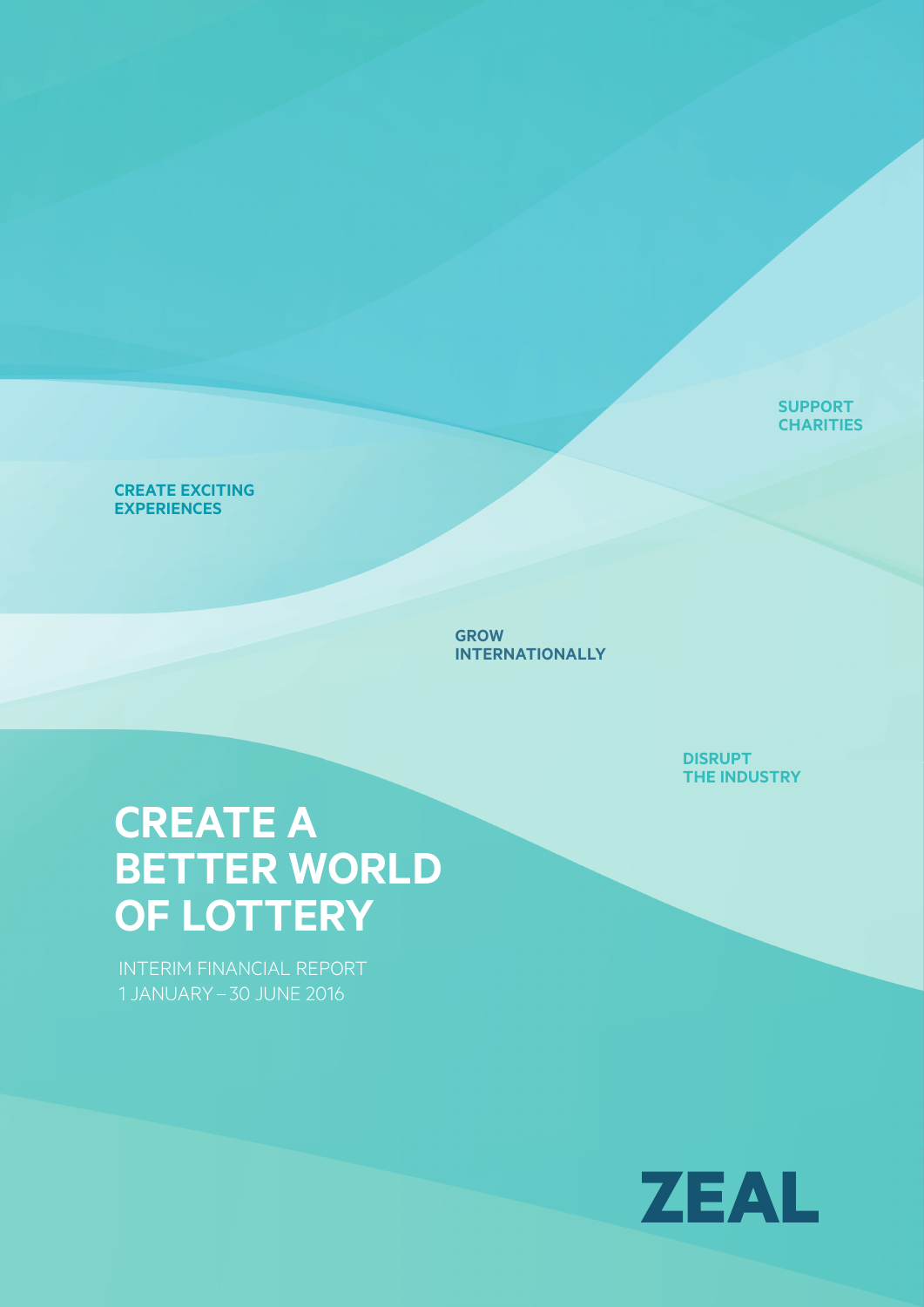SUPPORT CHARITIES

CREATE EXCITING EXPERIENCES

GROW INTERNATIONALLY

DISRUPT THE INDUSTRY

# CREATE A BETTER WORLD OF LOTTERY

INTERIM FINANCIAL REPORT
1 JANUARY – 30 JUNE 2016

ZEAL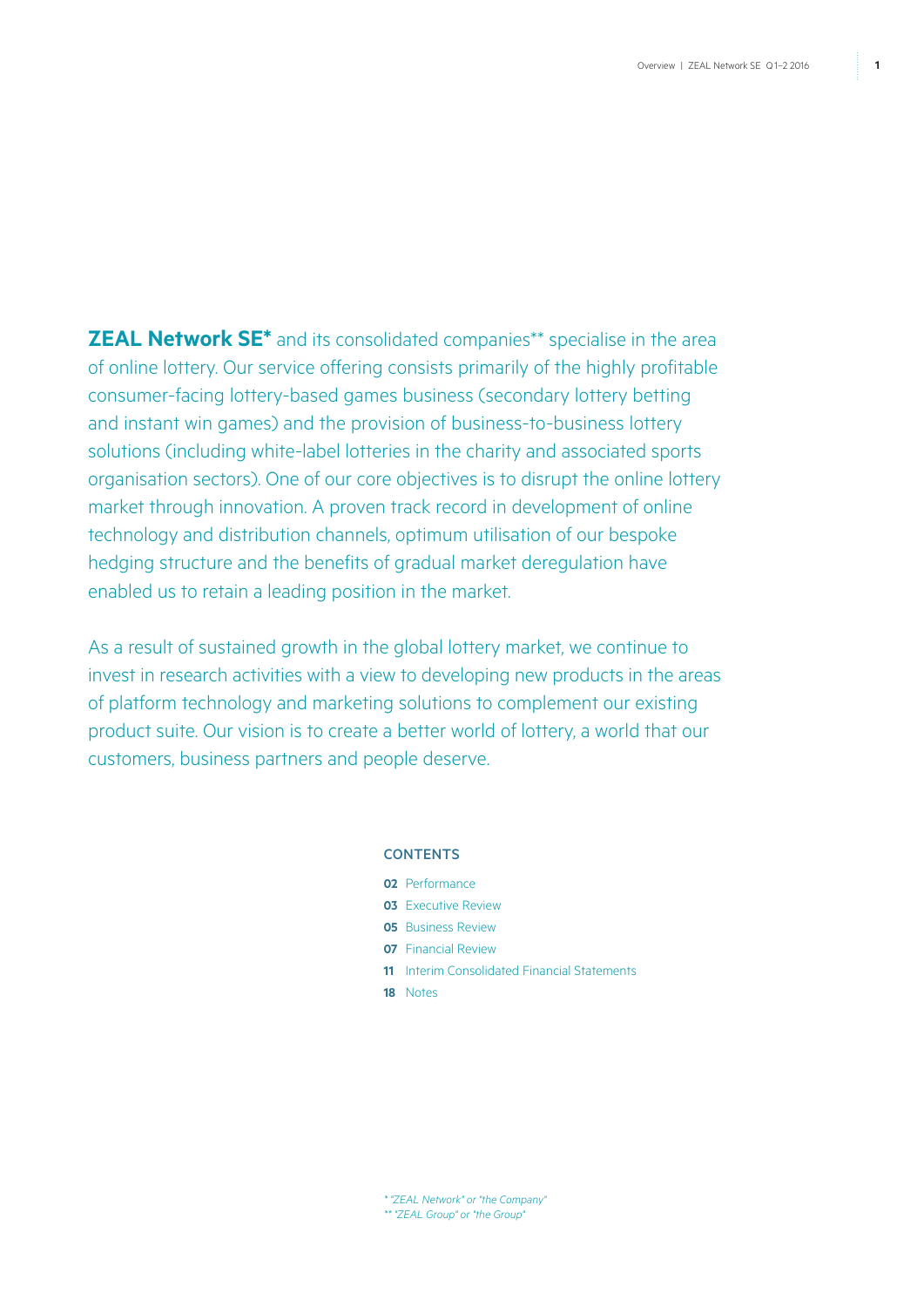**ZEAL Network SE*** and its consolidated companies** specialise in the area of online lottery. Our service offering consists primarily of the highly profitable consumer-facing lottery-based games business (secondary lottery betting and instant win games) and the provision of business-to-business lottery solutions (including white-label lotteries in the charity and associated sports organisation sectors). One of our core objectives is to disrupt the online lottery market through innovation. A proven track record in development of online technology and distribution channels, optimum utilisation of our bespoke hedging structure and the benefits of gradual market deregulation have enabled us to retain a leading position in the market.

As a result of sustained growth in the global lottery market, we continue to invest in research activities with a view to developing new products in the areas of platform technology and marketing solutions to complement our existing product suite. Our vision is to create a better world of lottery, a world that our customers, business partners and people deserve.

## CONTENTS

**02** Performance
**03** Executive Review
**05** Business Review
**07** Financial Review
**11** Interim Consolidated Financial Statements
**18** Notes

*\* "ZEAL Network" or "the Company"*
*\*\* "ZEAL Group" or "the Group"*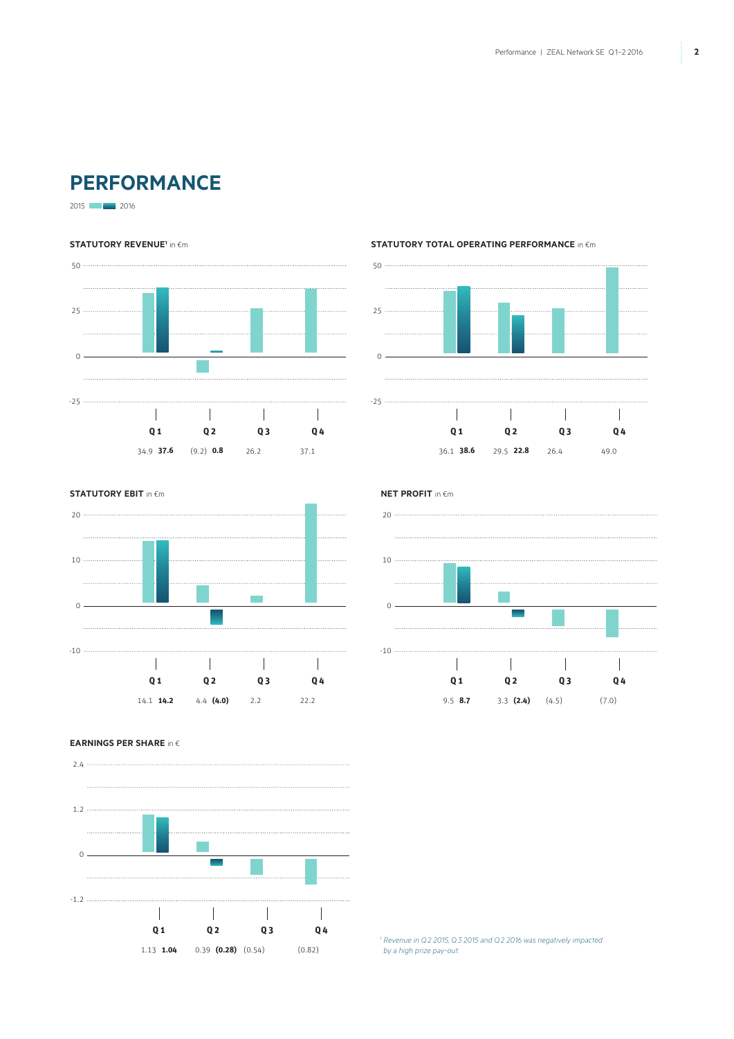# PERFORMANCE

2015 2016

**STATUTORY REVENUE**[1] in €m

50
25
0
-25

Q 1 Q 2 Q 3 Q 4

34.9 **37.6** (9.2) **0.8** 26.2 37.1

**STATUTORY TOTAL OPERATING PERFORMANCE** in €m

50
25
0
-25

Q 1 Q 2 Q 3 Q 4

36.1 **38.6** 29.5 **22.8** 26.4 49.0

**STATUTORY EBIT** in €m

20
10
0
-10

Q 1 Q 2 Q 3 Q 4

14.1 **14.2** 4.4 **(4.0)** 2.2 22.2

**NET PROFIT** in €m

20
10
0
-10

Q 1 Q 2 Q 3 Q 4

9.5 **8.7** 3.3 **(2.4)** (4.5) (7.0)

**EARNINGS PER SHARE** in €

2.4
1.2
0
-1.2

Q 1 Q 2 Q 3 Q 4

1.13 **1.04** 0.39 **(0.28)** (0.54) (0.82)

*[1] Revenue in Q2 2015, Q3 2015 and Q2 2016 was negatively impacted by a high prize pay-out.*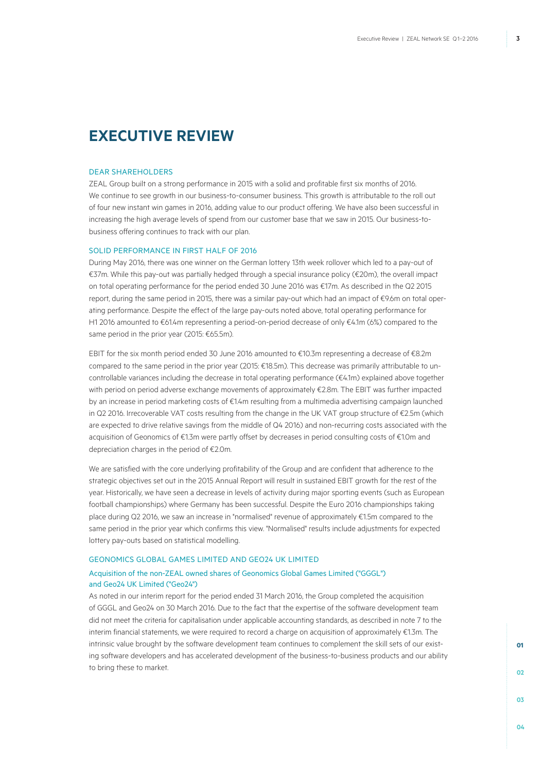# EXECUTIVE REVIEW

## DEAR SHAREHOLDERS

ZEAL Group built on a strong performance in 2015 with a solid and profitable first six months of 2016. We continue to see growth in our business-to-consumer business. This growth is attributable to the roll out of four new instant win games in 2016, adding value to our product offering. We have also been successful in increasing the high average levels of spend from our customer base that we saw in 2015. Our business-to-business offering continues to track with our plan.

## SOLID PERFORMANCE IN FIRST HALF OF 2016

During May 2016, there was one winner on the German lottery 13th week rollover which led to a pay-out of €37m. While this pay-out was partially hedged through a special insurance policy (€20m), the overall impact on total operating performance for the period ended 30 June 2016 was €17m. As described in the Q2 2015 report, during the same period in 2015, there was a similar pay-out which had an impact of €9.6m on total operating performance. Despite the effect of the large pay-outs noted above, total operating performance for H1 2016 amounted to €61.4m representing a period-on-period decrease of only €4.1m (6%) compared to the same period in the prior year (2015: €65.5m).

EBIT for the six month period ended 30 June 2016 amounted to €10.3m representing a decrease of €8.2m compared to the same period in the prior year (2015: €18.5m). This decrease was primarily attributable to uncontrollable variances including the decrease in total operating performance (€4.1m) explained above together with period on period adverse exchange movements of approximately €2.8m. The EBIT was further impacted by an increase in period marketing costs of €1.4m resulting from a multimedia advertising campaign launched in Q2 2016. Irrecoverable VAT costs resulting from the change in the UK VAT group structure of €2.5m (which are expected to drive relative savings from the middle of Q4 2016) and non-recurring costs associated with the acquisition of Geonomics of €1.3m were partly offset by decreases in period consulting costs of €1.0m and depreciation charges in the period of €2.0m.

We are satisfied with the core underlying profitability of the Group and are confident that adherence to the strategic objectives set out in the 2015 Annual Report will result in sustained EBIT growth for the rest of the year. Historically, we have seen a decrease in levels of activity during major sporting events (such as European football championships) where Germany has been successful. Despite the Euro 2016 championships taking place during Q2 2016, we saw an increase in "normalised" revenue of approximately €1.5m compared to the same period in the prior year which confirms this view. "Normalised" results include adjustments for expected lottery pay-outs based on statistical modelling.

## GEONOMICS GLOBAL GAMES LIMITED AND GEO24 UK LIMITED

### Acquisition of the non-ZEAL owned shares of Geonomics Global Games Limited ("GGGL") and Geo24 UK Limited ("Geo24")

As noted in our interim report for the period ended 31 March 2016, the Group completed the acquisition of GGGL and Geo24 on 30 March 2016. Due to the fact that the expertise of the software development team did not meet the criteria for capitalisation under applicable accounting standards, as described in note 7 to the interim financial statements, we were required to record a charge on acquisition of approximately €1.3m. The intrinsic value brought by the software development team continues to complement the skill sets of our existing software developers and has accelerated development of the business-to-business products and our ability to bring these to market.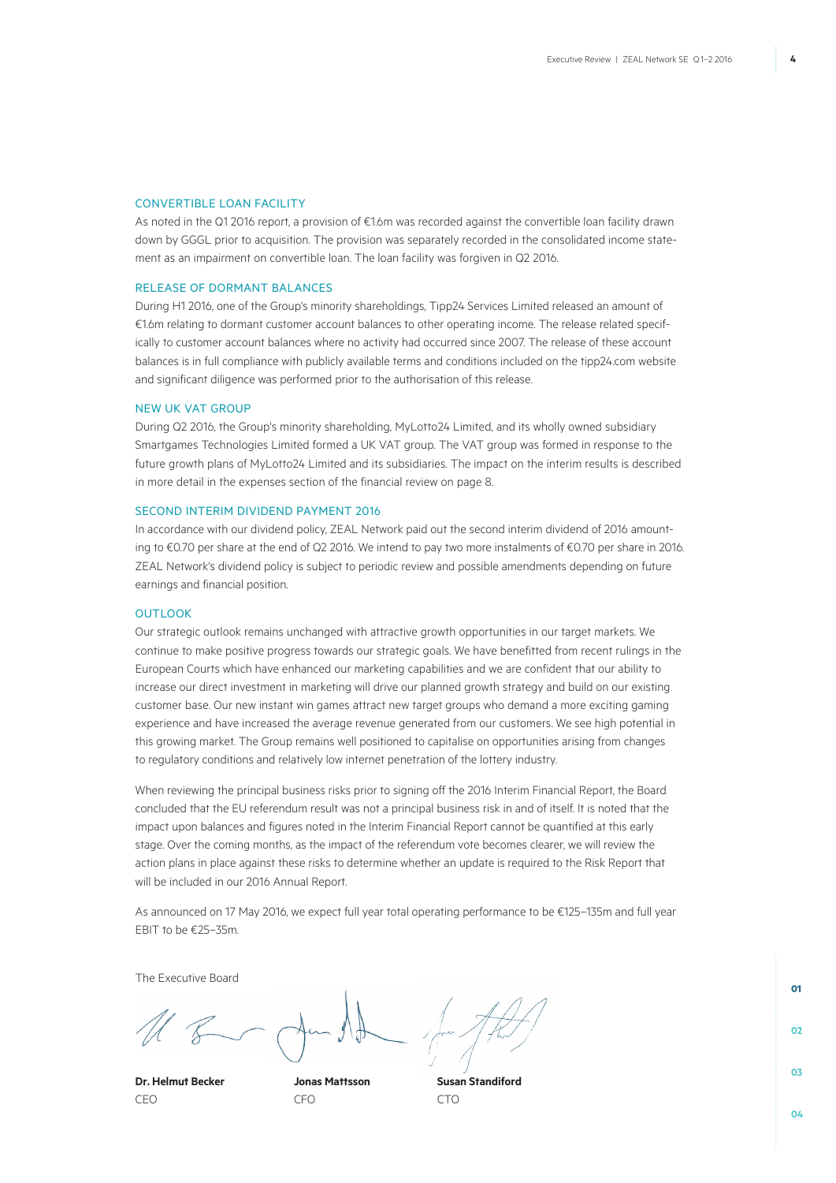### CONVERTIBLE LOAN FACILITY

As noted in the Q1 2016 report, a provision of €1.6m was recorded against the convertible loan facility drawn down by GGGL prior to acquisition. The provision was separately recorded in the consolidated income statement as an impairment on convertible loan. The loan facility was forgiven in Q2 2016.

### RELEASE OF DORMANT BALANCES

During H1 2016, one of the Group's minority shareholdings, Tipp24 Services Limited released an amount of €1.6m relating to dormant customer account balances to other operating income. The release related specifically to customer account balances where no activity had occurred since 2007. The release of these account balances is in full compliance with publicly available terms and conditions included on the tipp24.com website and significant diligence was performed prior to the authorisation of this release.

### NEW UK VAT GROUP

During Q2 2016, the Group's minority shareholding, MyLotto24 Limited, and its wholly owned subsidiary Smartgames Technologies Limited formed a UK VAT group. The VAT group was formed in response to the future growth plans of MyLotto24 Limited and its subsidiaries. The impact on the interim results is described in more detail in the expenses section of the financial review on page 8.

### SECOND INTERIM DIVIDEND PAYMENT 2016

In accordance with our dividend policy, ZEAL Network paid out the second interim dividend of 2016 amounting to €0.70 per share at the end of Q2 2016. We intend to pay two more instalments of €0.70 per share in 2016. ZEAL Network's dividend policy is subject to periodic review and possible amendments depending on future earnings and financial position.

### OUTLOOK

Our strategic outlook remains unchanged with attractive growth opportunities in our target markets. We continue to make positive progress towards our strategic goals. We have benefitted from recent rulings in the European Courts which have enhanced our marketing capabilities and we are confident that our ability to increase our direct investment in marketing will drive our planned growth strategy and build on our existing customer base. Our new instant win games attract new target groups who demand a more exciting gaming experience and have increased the average revenue generated from our customers. We see high potential in this growing market. The Group remains well positioned to capitalise on opportunities arising from changes to regulatory conditions and relatively low internet penetration of the lottery industry.

When reviewing the principal business risks prior to signing off the 2016 Interim Financial Report, the Board concluded that the EU referendum result was not a principal business risk in and of itself. It is noted that the impact upon balances and figures noted in the Interim Financial Report cannot be quantified at this early stage. Over the coming months, as the impact of the referendum vote becomes clearer, we will review the action plans in place against these risks to determine whether an update is required to the Risk Report that will be included in our 2016 Annual Report.

As announced on 17 May 2016, we expect full year total operating performance to be €125–135m and full year EBIT to be €25–35m.

The Executive Board

**Dr. Helmut Becker**
CEO

**Jonas Mattsson**
CFO

**Susan Standiford**
CTO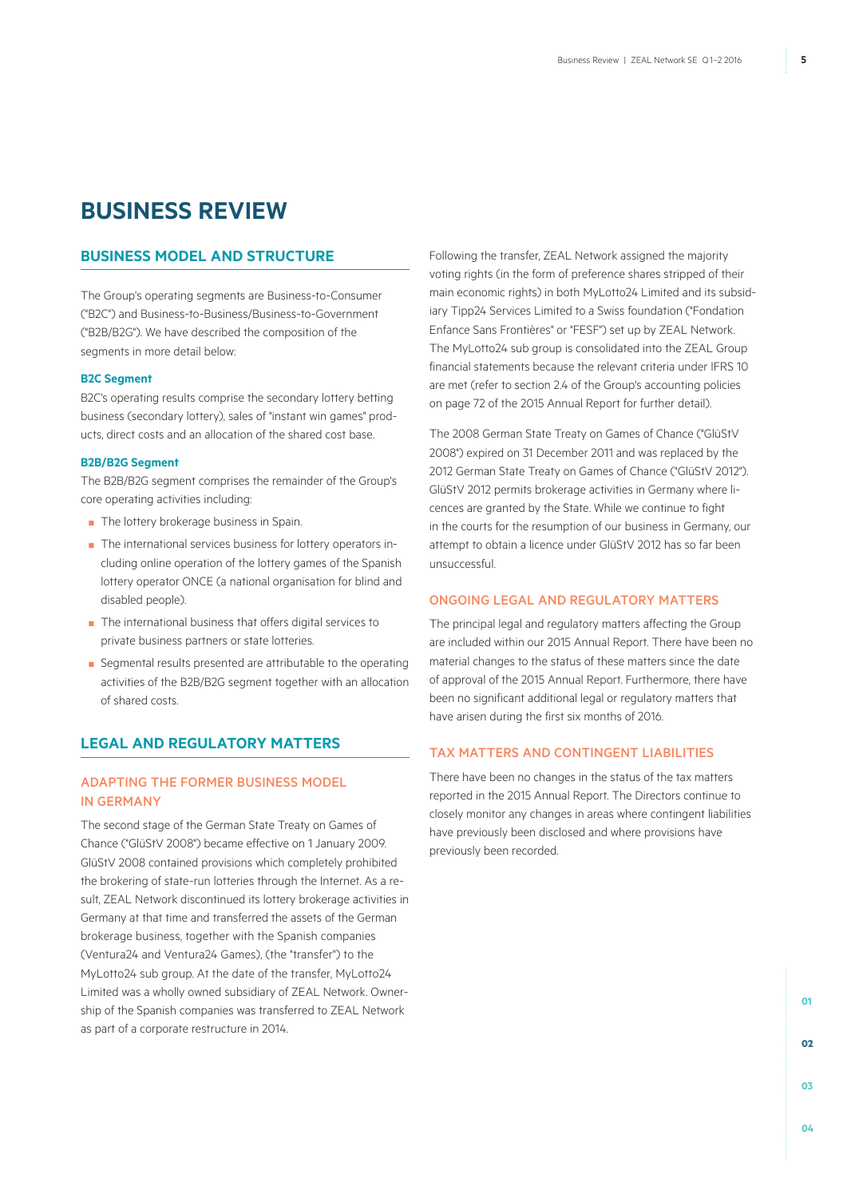# BUSINESS REVIEW

## BUSINESS MODEL AND STRUCTURE

The Group's operating segments are Business-to-Consumer ("B2C") and Business-to-Business/Business-to-Government ("B2B/B2G"). We have described the composition of the segments in more detail below:

**B2C Segment**

B2C's operating results comprise the secondary lottery betting business (secondary lottery), sales of "instant win games" products, direct costs and an allocation of the shared cost base.

**B2B/B2G Segment**

The B2B/B2G segment comprises the remainder of the Group's core operating activities including:

- The lottery brokerage business in Spain.
- The international services business for lottery operators including online operation of the lottery games of the Spanish lottery operator ONCE (a national organisation for blind and disabled people).
- The international business that offers digital services to private business partners or state lotteries.
- Segmental results presented are attributable to the operating activities of the B2B/B2G segment together with an allocation of shared costs.

## LEGAL AND REGULATORY MATTERS

### ADAPTING THE FORMER BUSINESS MODEL IN GERMANY

The second stage of the German State Treaty on Games of Chance ("GlüStV 2008") became effective on 1 January 2009. GlüStV 2008 contained provisions which completely prohibited the brokering of state-run lotteries through the Internet. As a result, ZEAL Network discontinued its lottery brokerage activities in Germany at that time and transferred the assets of the German brokerage business, together with the Spanish companies (Ventura24 and Ventura24 Games), (the "transfer") to the MyLotto24 sub group. At the date of the transfer, MyLotto24 Limited was a wholly owned subsidiary of ZEAL Network. Ownership of the Spanish companies was transferred to ZEAL Network as part of a corporate restructure in 2014.

Following the transfer, ZEAL Network assigned the majority voting rights (in the form of preference shares stripped of their main economic rights) in both MyLotto24 Limited and its subsidiary Tipp24 Services Limited to a Swiss foundation ("Fondation Enfance Sans Frontières" or "FESF") set up by ZEAL Network. The MyLotto24 sub group is consolidated into the ZEAL Group financial statements because the relevant criteria under IFRS 10 are met (refer to section 2.4 of the Group's accounting policies on page 72 of the 2015 Annual Report for further detail).

The 2008 German State Treaty on Games of Chance ("GlüStV 2008") expired on 31 December 2011 and was replaced by the 2012 German State Treaty on Games of Chance ("GlüStV 2012"). GlüStV 2012 permits brokerage activities in Germany where licences are granted by the State. While we continue to fight in the courts for the resumption of our business in Germany, our attempt to obtain a licence under GlüStV 2012 has so far been unsuccessful.

### ONGOING LEGAL AND REGULATORY MATTERS

The principal legal and regulatory matters affecting the Group are included within our 2015 Annual Report. There have been no material changes to the status of these matters since the date of approval of the 2015 Annual Report. Furthermore, there have been no significant additional legal or regulatory matters that have arisen during the first six months of 2016.

### TAX MATTERS AND CONTINGENT LIABILITIES

There have been no changes in the status of the tax matters reported in the 2015 Annual Report. The Directors continue to closely monitor any changes in areas where contingent liabilities have previously been disclosed and where provisions have previously been recorded.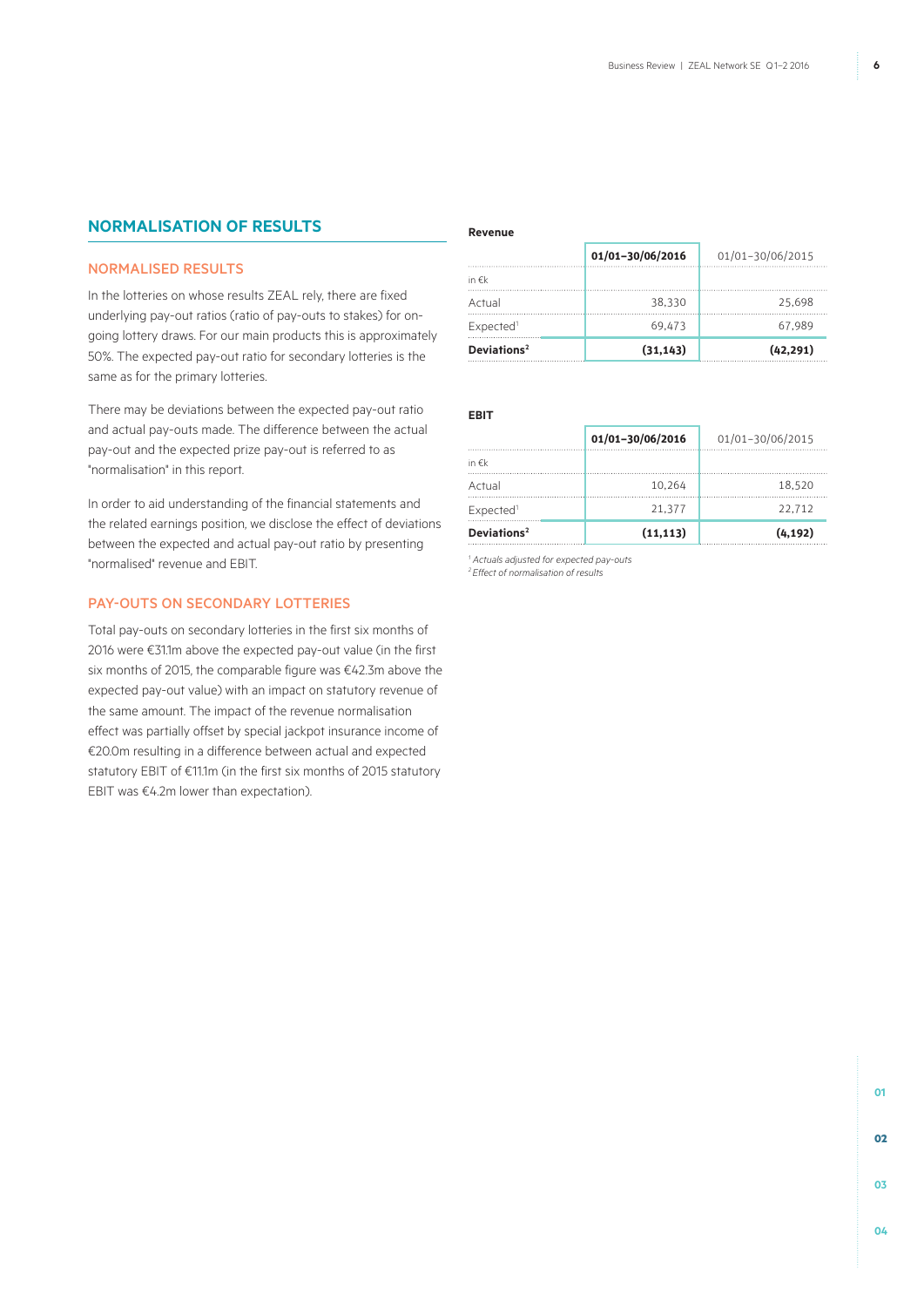## NORMALISATION OF RESULTS

### NORMALISED RESULTS

In the lotteries on whose results ZEAL rely, there are fixed underlying pay-out ratios (ratio of pay-outs to stakes) for on-going lottery draws. For our main products this is approximately 50%. The expected pay-out ratio for secondary lotteries is the same as for the primary lotteries.

There may be deviations between the expected pay-out ratio and actual pay-outs made. The difference between the actual pay-out and the expected prize pay-out is referred to as "normalisation" in this report.

In order to aid understanding of the financial statements and the related earnings position, we disclose the effect of deviations between the expected and actual pay-out ratio by presenting "normalised" revenue and EBIT.

### PAY-OUTS ON SECONDARY LOTTERIES

Total pay-outs on secondary lotteries in the first six months of 2016 were €31.1m above the expected pay-out value (in the first six months of 2015, the comparable figure was €42.3m above the expected pay-out value) with an impact on statutory revenue of the same amount. The impact of the revenue normalisation effect was partially offset by special jackpot insurance income of €20.0m resulting in a difference between actual and expected statutory EBIT of €11.1m (in the first six months of 2015 statutory EBIT was €4.2m lower than expectation).

**Revenue**

| | **01/01–30/06/2016** | 01/01–30/06/2015 |
|---|---|---|
| in €k | | |
| Actual | 38,330 | 25,698 |
| Expected[1] | 69,473 | 67,989 |
| **Deviations[2]** | **(31,143)** | **(42,291)** |

**EBIT**

| | **01/01–30/06/2016** | 01/01–30/06/2015 |
|---|---|---|
| in €k | | |
| Actual | 10,264 | 18,520 |
| Expected[1] | 21,377 | 22,712 |
| **Deviations[2]** | **(11,113)** | **(4,192)** |

[1] *Actuals adjusted for expected pay-outs*
[2] *Effect of normalisation of results*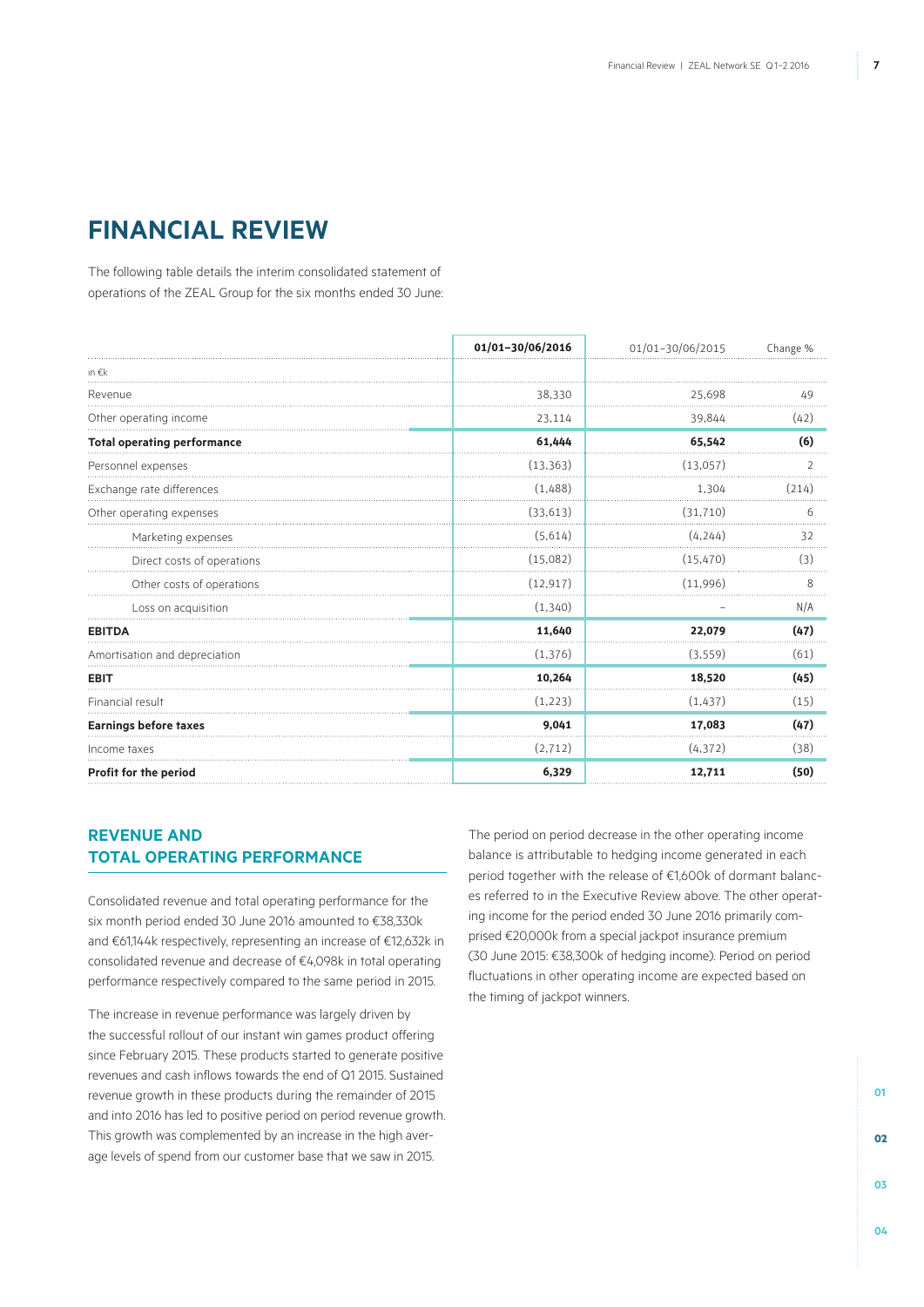# FINANCIAL REVIEW

The following table details the interim consolidated statement of operations of the ZEAL Group for the six months ended 30 June:

| | 01/01–30/06/2016 | 01/01–30/06/2015 | Change % |
|---|---|---|---|
| in €k | | | |
| Revenue | 38,330 | 25,698 | 49 |
| Other operating income | 23,114 | 39,844 | (42) |
| **Total operating performance** | **61,444** | **65,542** | **(6)** |
| Personnel expenses | (13,363) | (13,057) | 2 |
| Exchange rate differences | (1,488) | 1,304 | (214) |
| Other operating expenses | (33,613) | (31,710) | 6 |
| Marketing expenses | (5,614) | (4,244) | 32 |
| Direct costs of operations | (15,082) | (15,470) | (3) |
| Other costs of operations | (12,917) | (11,996) | 8 |
| Loss on acquisition | (1,340) | – | N/A |
| **EBITDA** | **11,640** | **22,079** | **(47)** |
| Amortisation and depreciation | (1,376) | (3,559) | (61) |
| **EBIT** | **10,264** | **18,520** | **(45)** |
| Financial result | (1,223) | (1,437) | (15) |
| **Earnings before taxes** | **9,041** | **17,083** | **(47)** |
| Income taxes | (2,712) | (4,372) | (38) |
| **Profit for the period** | **6,329** | **12,711** | **(50)** |

## REVENUE AND TOTAL OPERATING PERFORMANCE

Consolidated revenue and total operating performance for the six month period ended 30 June 2016 amounted to €38,330k and €61,144k respectively, representing an increase of €12,632k in consolidated revenue and decrease of €4,098k in total operating performance respectively compared to the same period in 2015.

The increase in revenue performance was largely driven by the successful rollout of our instant win games product offering since February 2015. These products started to generate positive revenues and cash inflows towards the end of Q1 2015. Sustained revenue growth in these products during the remainder of 2015 and into 2016 has led to positive period on period revenue growth. This growth was complemented by an increase in the high average levels of spend from our customer base that we saw in 2015.

The period on period decrease in the other operating income balance is attributable to hedging income generated in each period together with the release of €1,600k of dormant balances referred to in the Executive Review above. The other operating income for the period ended 30 June 2016 primarily comprised €20,000k from a special jackpot insurance premium (30 June 2015: €38,300k of hedging income). Period on period fluctuations in other operating income are expected based on the timing of jackpot winners.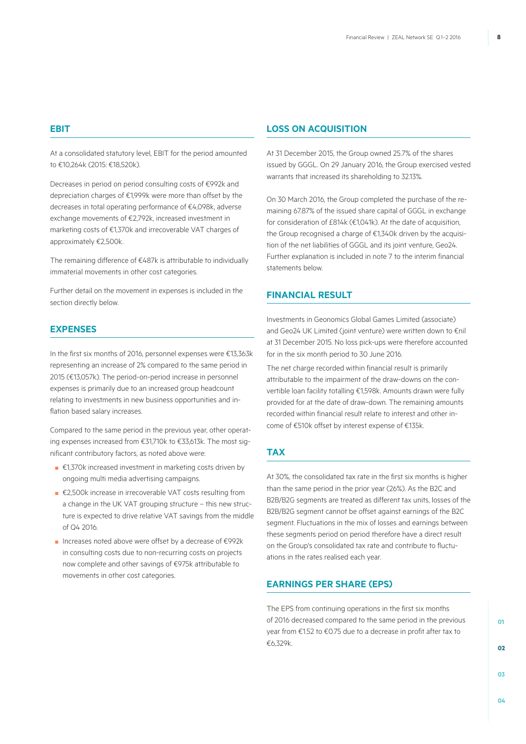## EBIT

At a consolidated statutory level, EBIT for the period amounted to €10,264k (2015: €18,520k).

Decreases in period on period consulting costs of €992k and depreciation charges of €1,999k were more than offset by the decreases in total operating performance of €4,098k, adverse exchange movements of €2,792k, increased investment in marketing costs of €1,370k and irrecoverable VAT charges of approximately €2,500k.

The remaining difference of €487k is attributable to individually immaterial movements in other cost categories.

Further detail on the movement in expenses is included in the section directly below.

## EXPENSES

In the first six months of 2016, personnel expenses were €13,363k representing an increase of 2% compared to the same period in 2015 (€13,057k). The period-on-period increase in personnel expenses is primarily due to an increased group headcount relating to investments in new business opportunities and inflation based salary increases.

Compared to the same period in the previous year, other operating expenses increased from €31,710k to €33,613k. The most significant contributory factors, as noted above were:

- €1,370k increased investment in marketing costs driven by ongoing multi media advertising campaigns.
- €2,500k increase in irrecoverable VAT costs resulting from a change in the UK VAT grouping structure – this new structure is expected to drive relative VAT savings from the middle of Q4 2016.
- Increases noted above were offset by a decrease of €992k in consulting costs due to non-recurring costs on projects now complete and other savings of €975k attributable to movements in other cost categories.

## LOSS ON ACQUISITION

At 31 December 2015, the Group owned 25.7% of the shares issued by GGGL. On 29 January 2016, the Group exercised vested warrants that increased its shareholding to 32.13%.

On 30 March 2016, the Group completed the purchase of the remaining 67.87% of the issued share capital of GGGL in exchange for consideration of £814k (€1,041k). At the date of acquisition, the Group recognised a charge of €1,340k driven by the acquisition of the net liabilities of GGGL and its joint venture, Geo24. Further explanation is included in note 7 to the interim financial statements below.

## FINANCIAL RESULT

Investments in Geonomics Global Games Limited (associate) and Geo24 UK Limited (joint venture) were written down to €nil at 31 December 2015. No loss pick-ups were therefore accounted for in the six month period to 30 June 2016.

The net charge recorded within financial result is primarily attributable to the impairment of the draw-downs on the convertible loan facility totalling €1,598k. Amounts drawn were fully provided for at the date of draw-down. The remaining amounts recorded within financial result relate to interest and other income of €510k offset by interest expense of €135k.

## TAX

At 30%, the consolidated tax rate in the first six months is higher than the same period in the prior year (26%). As the B2C and B2B/B2G segments are treated as different tax units, losses of the B2B/B2G segment cannot be offset against earnings of the B2C segment. Fluctuations in the mix of losses and earnings between these segments period on period therefore have a direct result on the Group's consolidated tax rate and contribute to fluctuations in the rates realised each year.

## EARNINGS PER SHARE (EPS)

The EPS from continuing operations in the first six months of 2016 decreased compared to the same period in the previous year from €1.52 to €0.75 due to a decrease in profit after tax to €6,329k.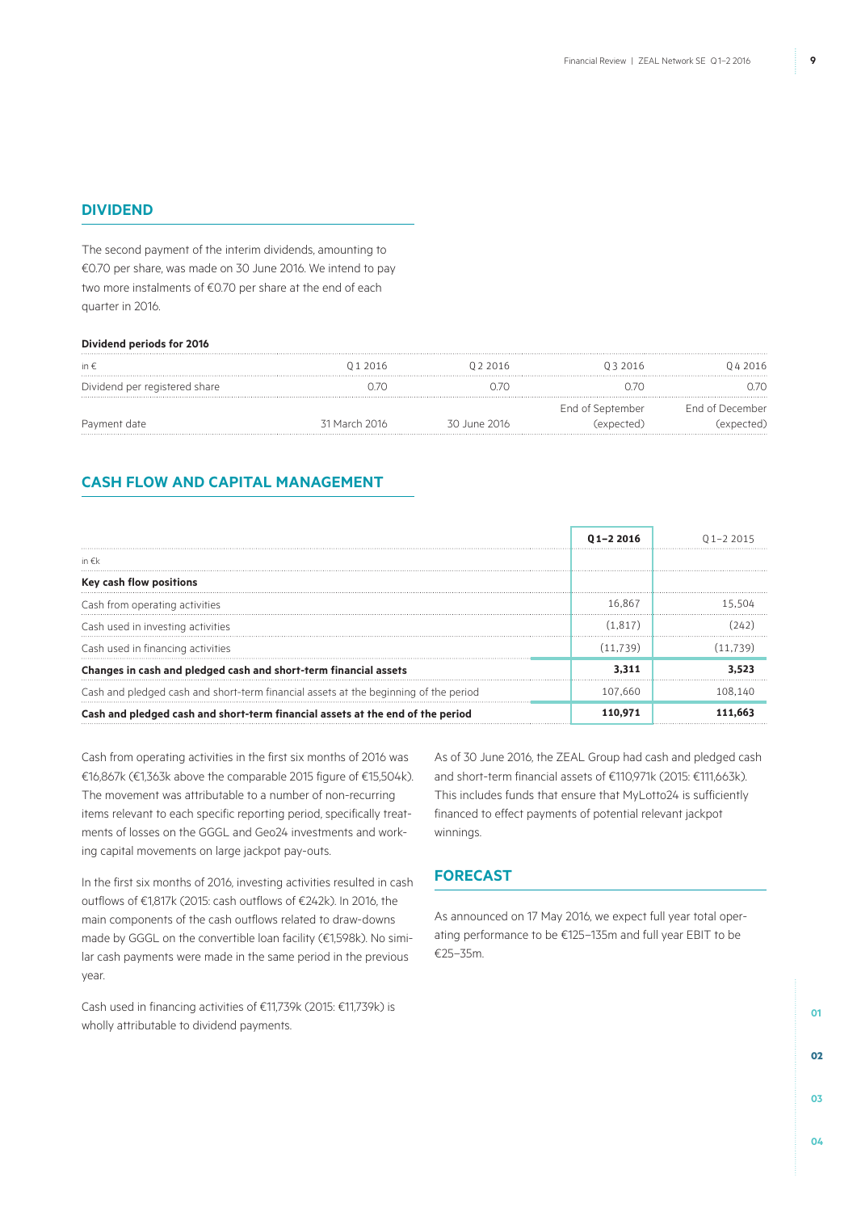## DIVIDEND

The second payment of the interim dividends, amounting to €0.70 per share, was made on 30 June 2016. We intend to pay two more instalments of €0.70 per share at the end of each quarter in 2016.

**Dividend periods for 2016**

| in € | Q 1 2016 | Q 2 2016 | Q 3 2016 | Q 4 2016 |
|---|---|---|---|---|
| Dividend per registered share | 0.70 | 0.70 | 0.70 | 0.70 |
| Payment date | 31 March 2016 | 30 June 2016 | End of September (expected) | End of December (expected) |

## CASH FLOW AND CAPITAL MANAGEMENT

| | **Q 1–2 2016** | Q 1–2 2015 |
|---|---|---|
| in €k | | |
| **Key cash flow positions** | | |
| Cash from operating activities | 16,867 | 15,504 |
| Cash used in investing activities | (1,817) | (242) |
| Cash used in financing activities | (11,739) | (11,739) |
| **Changes in cash and pledged cash and short-term financial assets** | **3,311** | **3,523** |
| Cash and pledged cash and short-term financial assets at the beginning of the period | 107,660 | 108,140 |
| **Cash and pledged cash and short-term financial assets at the end of the period** | **110,971** | **111,663** |

Cash from operating activities in the first six months of 2016 was €16,867k (€1,363k above the comparable 2015 figure of €15,504k). The movement was attributable to a number of non-recurring items relevant to each specific reporting period, specifically treatments of losses on the GGGL and Geo24 investments and working capital movements on large jackpot pay-outs.

In the first six months of 2016, investing activities resulted in cash outflows of €1,817k (2015: cash outflows of €242k). In 2016, the main components of the cash outflows related to draw-downs made by GGGL on the convertible loan facility (€1,598k). No similar cash payments were made in the same period in the previous year.

Cash used in financing activities of €11,739k (2015: €11,739k) is wholly attributable to dividend payments.

As of 30 June 2016, the ZEAL Group had cash and pledged cash and short-term financial assets of €110,971k (2015: €111,663k). This includes funds that ensure that MyLotto24 is sufficiently financed to effect payments of potential relevant jackpot winnings.

## FORECAST

As announced on 17 May 2016, we expect full year total operating performance to be €125–135m and full year EBIT to be €25–35m.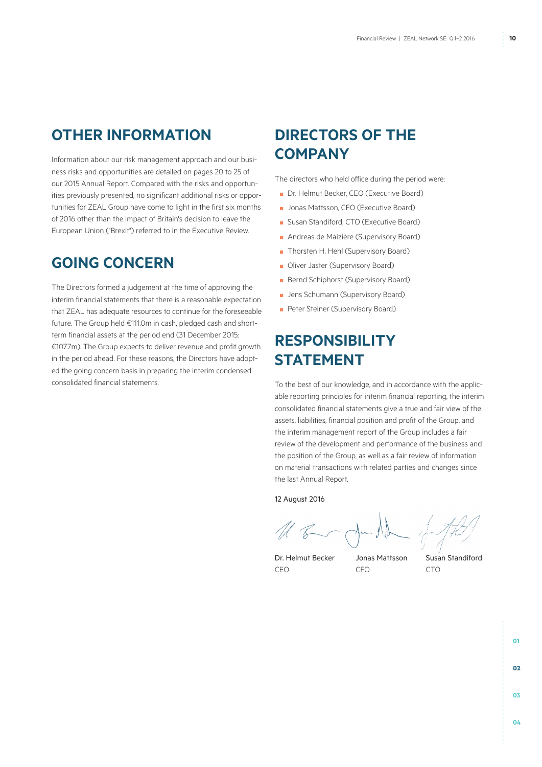## OTHER INFORMATION

Information about our risk management approach and our business risks and opportunities are detailed on pages 20 to 25 of our 2015 Annual Report. Compared with the risks and opportunities previously presented, no significant additional risks or opportunities for ZEAL Group have come to light in the first six months of 2016 other than the impact of Britain's decision to leave the European Union ("Brexit") referred to in the Executive Review.

## GOING CONCERN

The Directors formed a judgement at the time of approving the interim financial statements that there is a reasonable expectation that ZEAL has adequate resources to continue for the foreseeable future. The Group held €111.0m in cash, pledged cash and short-term financial assets at the period end (31 December 2015: €107.7m). The Group expects to deliver revenue and profit growth in the period ahead. For these reasons, the Directors have adopted the going concern basis in preparing the interim condensed consolidated financial statements.

## DIRECTORS OF THE COMPANY

The directors who held office during the period were:

- Dr. Helmut Becker, CEO (Executive Board)
- Jonas Mattsson, CFO (Executive Board)
- Susan Standiford, CTO (Executive Board)
- Andreas de Maizière (Supervisory Board)
- Thorsten H. Hehl (Supervisory Board)
- Oliver Jaster (Supervisory Board)
- Bernd Schiphorst (Supervisory Board)
- Jens Schumann (Supervisory Board)
- Peter Steiner (Supervisory Board)

## RESPONSIBILITY STATEMENT

To the best of our knowledge, and in accordance with the applicable reporting principles for interim financial reporting, the interim consolidated financial statements give a true and fair view of the assets, liabilities, financial position and profit of the Group, and the interim management report of the Group includes a fair review of the development and performance of the business and the position of the Group, as well as a fair review of information on material transactions with related parties and changes since the last Annual Report.

12 August 2016

| Dr. Helmut Becker | Jonas Mattsson | Susan Standiford |
|---|---|---|
| CEO | CFO | CTO |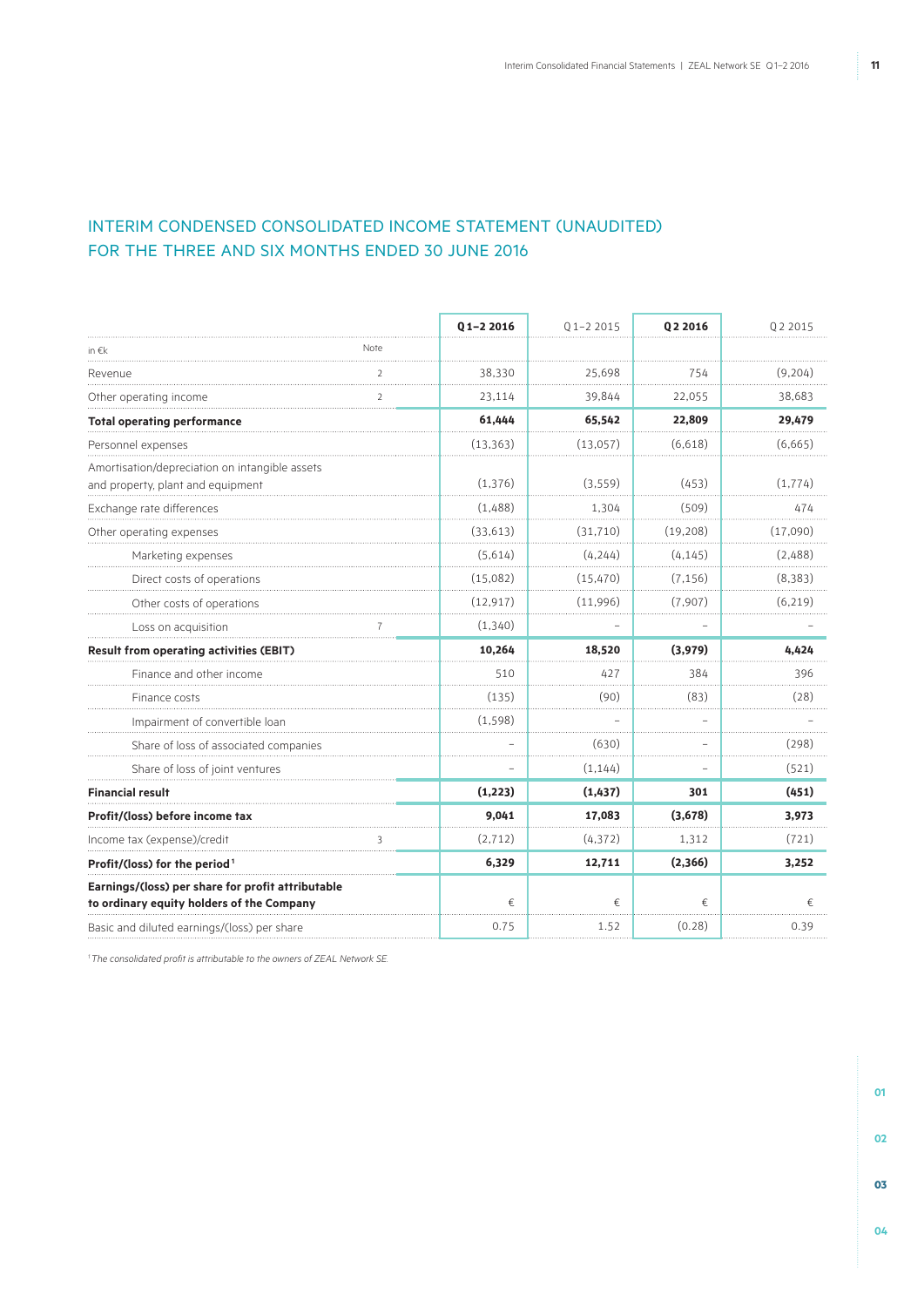## INTERIM CONDENSED CONSOLIDATED INCOME STATEMENT (UNAUDITED) FOR THE THREE AND SIX MONTHS ENDED 30 JUNE 2016

| | | **Q1–2 2016** | Q1–2 2015 | **Q2 2016** | Q2 2015 |
|---|---|---|---|---|---|
| in €k | Note | | | | |
| Revenue | 2 | 38,330 | 25,698 | 754 | (9,204) |
| Other operating income | 2 | 23,114 | 39,844 | 22,055 | 38,683 |
| **Total operating performance** | | **61,444** | **65,542** | **22,809** | **29,479** |
| Personnel expenses | | (13,363) | (13,057) | (6,618) | (6,665) |
| Amortisation/depreciation on intangible assets and property, plant and equipment | | (1,376) | (3,559) | (453) | (1,774) |
| Exchange rate differences | | (1,488) | 1,304 | (509) | 474 |
| Other operating expenses | | (33,613) | (31,710) | (19,208) | (17,090) |
| Marketing expenses | | (5,614) | (4,244) | (4,145) | (2,488) |
| Direct costs of operations | | (15,082) | (15,470) | (7,156) | (8,383) |
| Other costs of operations | | (12,917) | (11,996) | (7,907) | (6,219) |
| Loss on acquisition | 7 | (1,340) | – | – | – |
| **Result from operating activities (EBIT)** | | **10,264** | **18,520** | **(3,979)** | **4,424** |
| Finance and other income | | 510 | 427 | 384 | 396 |
| Finance costs | | (135) | (90) | (83) | (28) |
| Impairment of convertible loan | | (1,598) | – | – | – |
| Share of loss of associated companies | | – | (630) | – | (298) |
| Share of loss of joint ventures | | – | (1,144) | – | (521) |
| **Financial result** | | **(1,223)** | **(1,437)** | **301** | **(451)** |
| **Profit/(loss) before income tax** | | **9,041** | **17,083** | **(3,678)** | **3,973** |
| Income tax (expense)/credit | 3 | (2,712) | (4,372) | 1,312 | (721) |
| **Profit/(loss) for the period** [1] | | **6,329** | **12,711** | **(2,366)** | **3,252** |
| **Earnings/(loss) per share for profit attributable to ordinary equity holders of the Company** | | € | € | € | € |
| Basic and diluted earnings/(loss) per share | | 0.75 | 1.52 | (0.28) | 0.39 |

[1] *The consolidated profit is attributable to the owners of ZEAL Network SE.*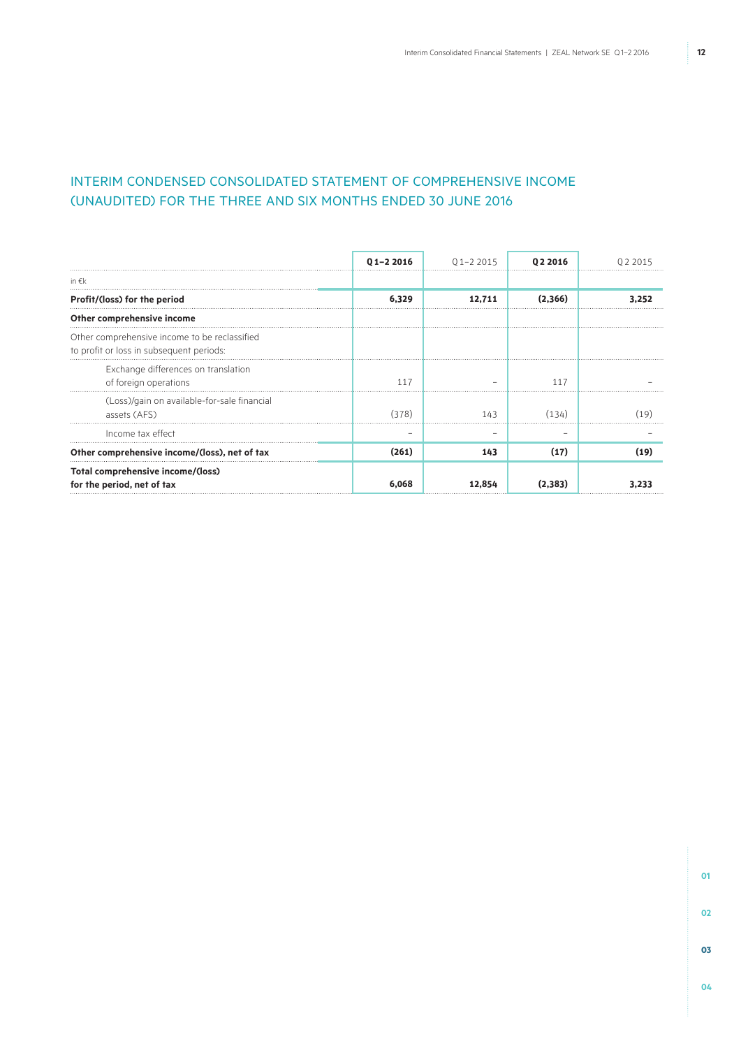## INTERIM CONDENSED CONSOLIDATED STATEMENT OF COMPREHENSIVE INCOME (UNAUDITED) FOR THE THREE AND SIX MONTHS ENDED 30 JUNE 2016

| | Q 1–2 2016 | Q 1–2 2015 | Q 2 2016 | Q 2 2015 |
|---|---|---|---|---|
| in €k | | | | |
| **Profit/(loss) for the period** | **6,329** | **12,711** | **(2,366)** | **3,252** |
| **Other comprehensive income** | | | | |
| Other comprehensive income to be reclassified to profit or loss in subsequent periods: | | | | |
| Exchange differences on translation of foreign operations | 117 | – | 117 | – |
| (Loss)/gain on available-for-sale financial assets (AFS) | (378) | 143 | (134) | (19) |
| Income tax effect | – | – | – | – |
| **Other comprehensive income/(loss), net of tax** | **(261)** | **143** | **(17)** | **(19)** |
| **Total comprehensive income/(loss) for the period, net of tax** | **6,068** | **12,854** | **(2,383)** | **3,233** |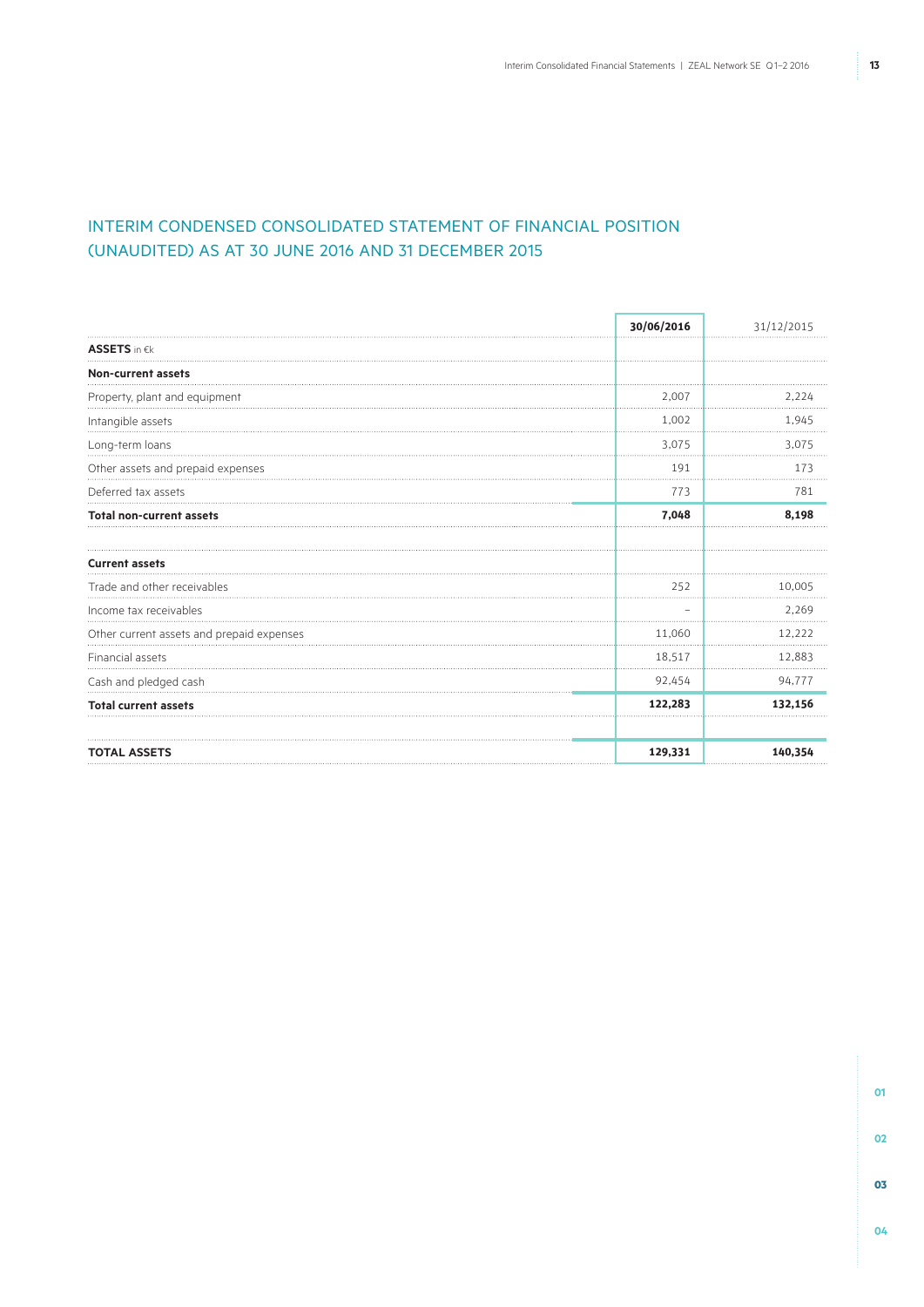# INTERIM CONDENSED CONSOLIDATED STATEMENT OF FINANCIAL POSITION (UNAUDITED) AS AT 30 JUNE 2016 AND 31 DECEMBER 2015

| | 30/06/2016 | 31/12/2015 |
|---|---|---|
| **ASSETS** in €k | | |
| **Non-current assets** | | |
| Property, plant and equipment | 2,007 | 2,224 |
| Intangible assets | 1,002 | 1,945 |
| Long-term loans | 3,075 | 3,075 |
| Other assets and prepaid expenses | 191 | 173 |
| Deferred tax assets | 773 | 781 |
| **Total non-current assets** | **7,048** | **8,198** |
| | | |
| **Current assets** | | |
| Trade and other receivables | 252 | 10,005 |
| Income tax receivables | – | 2,269 |
| Other current assets and prepaid expenses | 11,060 | 12,222 |
| Financial assets | 18,517 | 12,883 |
| Cash and pledged cash | 92,454 | 94,777 |
| **Total current assets** | **122,283** | **132,156** |
| | | |
| **TOTAL ASSETS** | **129,331** | **140,354** |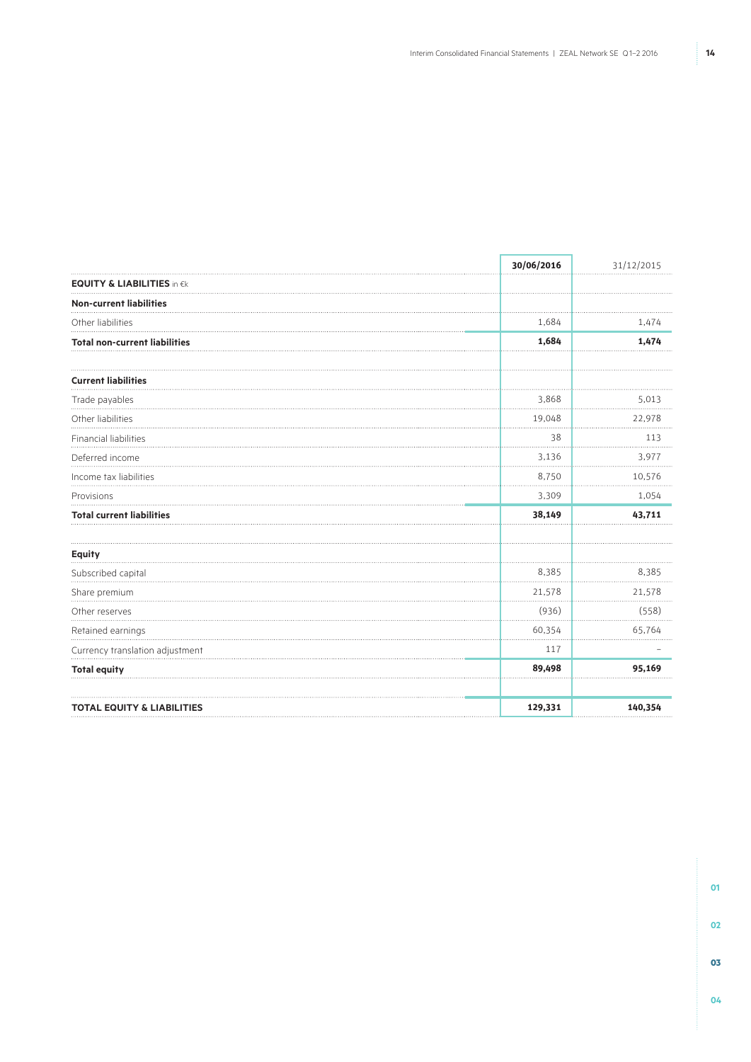| | 30/06/2016 | 31/12/2015 |
|---|---|---|
| **EQUITY & LIABILITIES** in €k | | |
| **Non-current liabilities** | | |
| Other liabilities | 1,684 | 1,474 |
| **Total non-current liabilities** | **1,684** | **1,474** |
| | | |
| **Current liabilities** | | |
| Trade payables | 3,868 | 5,013 |
| Other liabilities | 19,048 | 22,978 |
| Financial liabilities | 38 | 113 |
| Deferred income | 3,136 | 3,977 |
| Income tax liabilities | 8,750 | 10,576 |
| Provisions | 3,309 | 1,054 |
| **Total current liabilities** | **38,149** | **43,711** |
| | | |
| **Equity** | | |
| Subscribed capital | 8,385 | 8,385 |
| Share premium | 21,578 | 21,578 |
| Other reserves | (936) | (558) |
| Retained earnings | 60,354 | 65,764 |
| Currency translation adjustment | 117 | – |
| **Total equity** | **89,498** | **95,169** |
| | | |
| **TOTAL EQUITY & LIABILITIES** | **129,331** | **140,354** |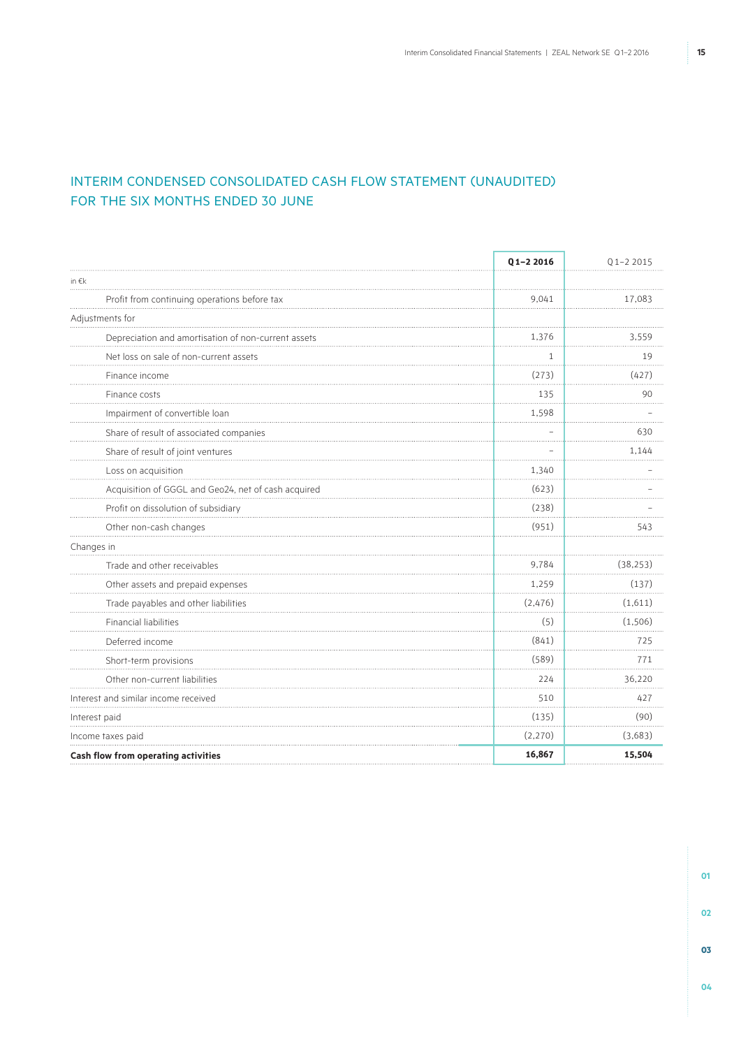## INTERIM CONDENSED CONSOLIDATED CASH FLOW STATEMENT (UNAUDITED) FOR THE SIX MONTHS ENDED 30 JUNE

| | **Q1–2 2016** | Q1–2 2015 |
|---|---|---|
| in €k | | |
| Profit from continuing operations before tax | 9,041 | 17,083 |
| Adjustments for | | |
| Depreciation and amortisation of non-current assets | 1,376 | 3,559 |
| Net loss on sale of non-current assets | 1 | 19 |
| Finance income | (273) | (427) |
| Finance costs | 135 | 90 |
| Impairment of convertible loan | 1,598 | – |
| Share of result of associated companies | – | 630 |
| Share of result of joint ventures | – | 1,144 |
| Loss on acquisition | 1,340 | – |
| Acquisition of GGGL and Geo24, net of cash acquired | (623) | – |
| Profit on dissolution of subsidiary | (238) | – |
| Other non-cash changes | (951) | 543 |
| Changes in | | |
| Trade and other receivables | 9,784 | (38,253) |
| Other assets and prepaid expenses | 1,259 | (137) |
| Trade payables and other liabilities | (2,476) | (1,611) |
| Financial liabilities | (5) | (1,506) |
| Deferred income | (841) | 725 |
| Short-term provisions | (589) | 771 |
| Other non-current liabilities | 224 | 36,220 |
| Interest and similar income received | 510 | 427 |
| Interest paid | (135) | (90) |
| Income taxes paid | (2,270) | (3,683) |
| **Cash flow from operating activities** | **16,867** | **15,504** |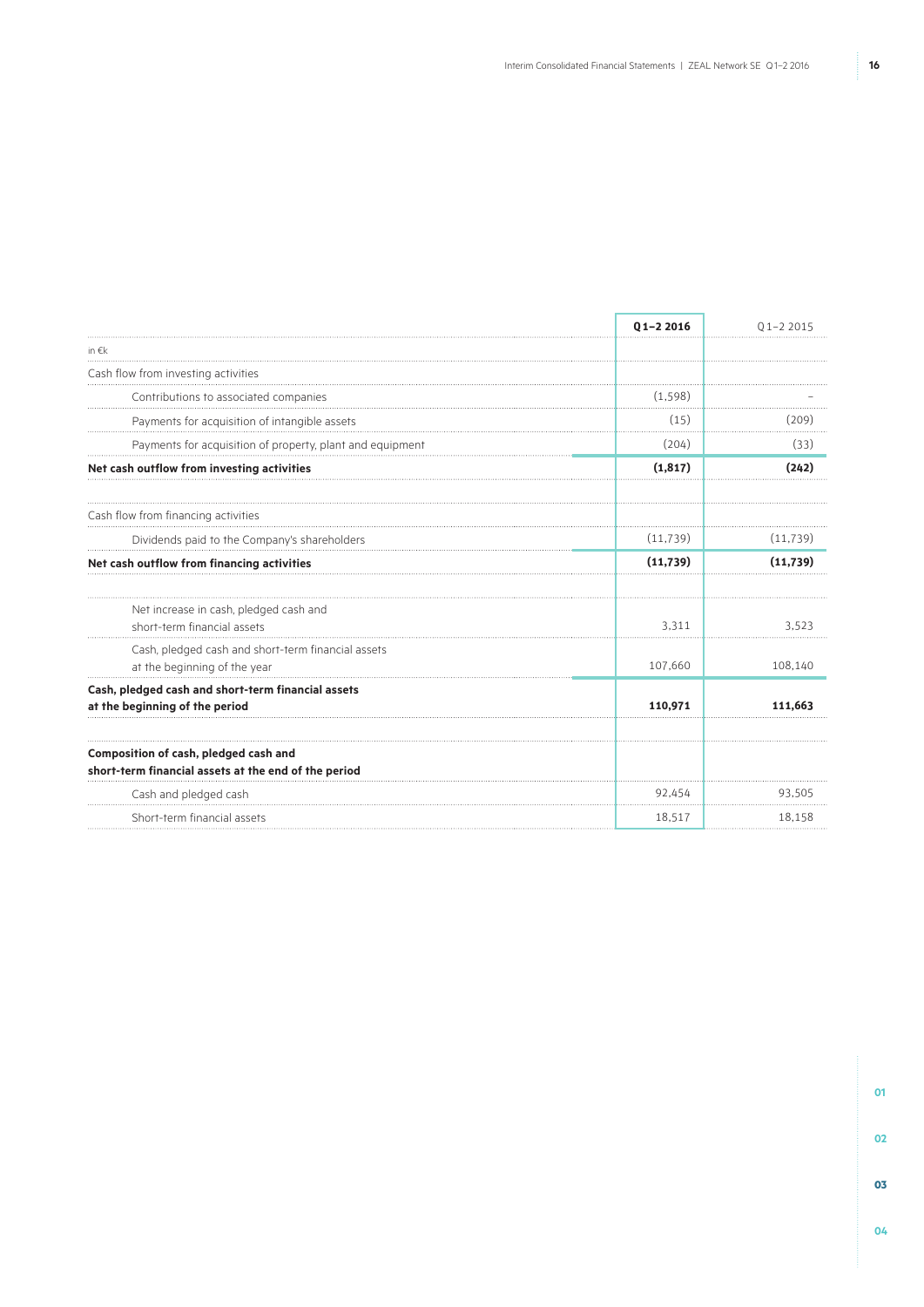| | Q1–2 2016 | Q1–2 2015 |
|---|---|---|
| in €k | | |
| Cash flow from investing activities | | |
| Contributions to associated companies | (1,598) | – |
| Payments for acquisition of intangible assets | (15) | (209) |
| Payments for acquisition of property, plant and equipment | (204) | (33) |
| **Net cash outflow from investing activities** | **(1,817)** | **(242)** |
| | | |
| Cash flow from financing activities | | |
| Dividends paid to the Company's shareholders | (11,739) | (11,739) |
| **Net cash outflow from financing activities** | **(11,739)** | **(11,739)** |
| | | |
| Net increase in cash, pledged cash and short-term financial assets | 3,311 | 3,523 |
| Cash, pledged cash and short-term financial assets at the beginning of the year | 107,660 | 108,140 |
| **Cash, pledged cash and short-term financial assets at the beginning of the period** | **110,971** | **111,663** |
| | | |
| **Composition of cash, pledged cash and short-term financial assets at the end of the period** | | |
| Cash and pledged cash | 92,454 | 93,505 |
| Short-term financial assets | 18,517 | 18,158 |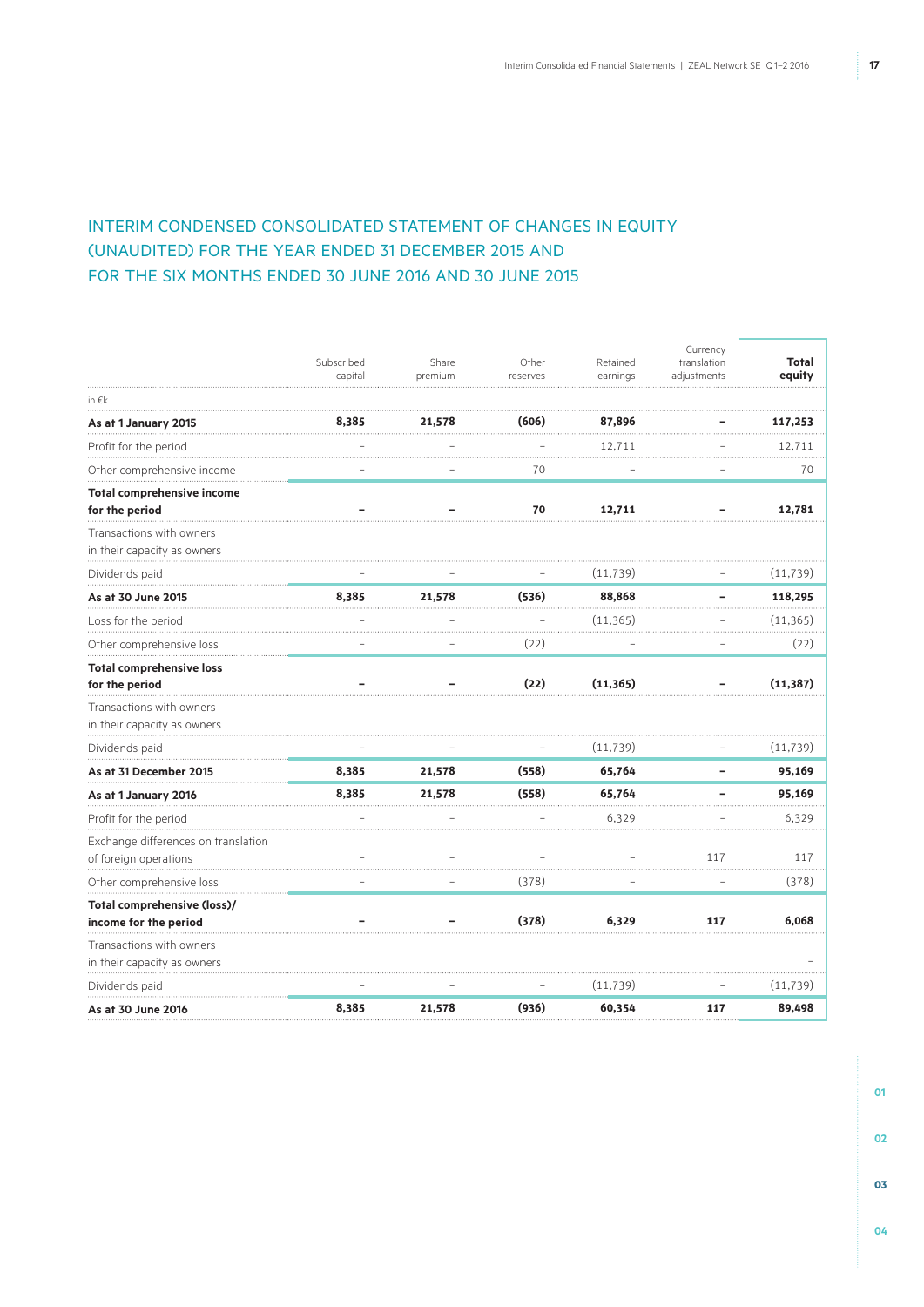## INTERIM CONDENSED CONSOLIDATED STATEMENT OF CHANGES IN EQUITY (UNAUDITED) FOR THE YEAR ENDED 31 DECEMBER 2015 AND FOR THE SIX MONTHS ENDED 30 JUNE 2016 AND 30 JUNE 2015

| in €k | Subscribed capital | Share premium | Other reserves | Retained earnings | Currency translation adjustments | **Total equity** |
|---|---|---|---|---|---|---|
| **As at 1 January 2015** | **8,385** | **21,578** | **(606)** | **87,896** | **–** | **117,253** |
| Profit for the period | – | – | – | 12,711 | – | 12,711 |
| Other comprehensive income | – | – | 70 | – | – | 70 |
| **Total comprehensive income for the period** | **–** | **–** | **70** | **12,711** | **–** | **12,781** |
| Transactions with owners in their capacity as owners | | | | | | |
| Dividends paid | – | – | – | (11,739) | – | (11,739) |
| **As at 30 June 2015** | **8,385** | **21,578** | **(536)** | **88,868** | **–** | **118,295** |
| Loss for the period | – | – | – | (11,365) | – | (11,365) |
| Other comprehensive loss | – | – | (22) | – | – | (22) |
| **Total comprehensive loss for the period** | **–** | **–** | **(22)** | **(11,365)** | **–** | **(11,387)** |
| Transactions with owners in their capacity as owners | | | | | | |
| Dividends paid | – | – | – | (11,739) | – | (11,739) |
| **As at 31 December 2015** | **8,385** | **21,578** | **(558)** | **65,764** | **–** | **95,169** |
| **As at 1 January 2016** | **8,385** | **21,578** | **(558)** | **65,764** | **–** | **95,169** |
| Profit for the period | – | – | – | 6,329 | – | 6,329 |
| Exchange differences on translation of foreign operations | – | – | – | – | 117 | 117 |
| Other comprehensive loss | – | – | (378) | – | – | (378) |
| **Total comprehensive (loss)/ income for the period** | **–** | **–** | **(378)** | **6,329** | **117** | **6,068** |
| Transactions with owners in their capacity as owners | | | | | | – |
| Dividends paid | – | – | – | (11,739) | – | (11,739) |
| **As at 30 June 2016** | **8,385** | **21,578** | **(936)** | **60,354** | **117** | **89,498** |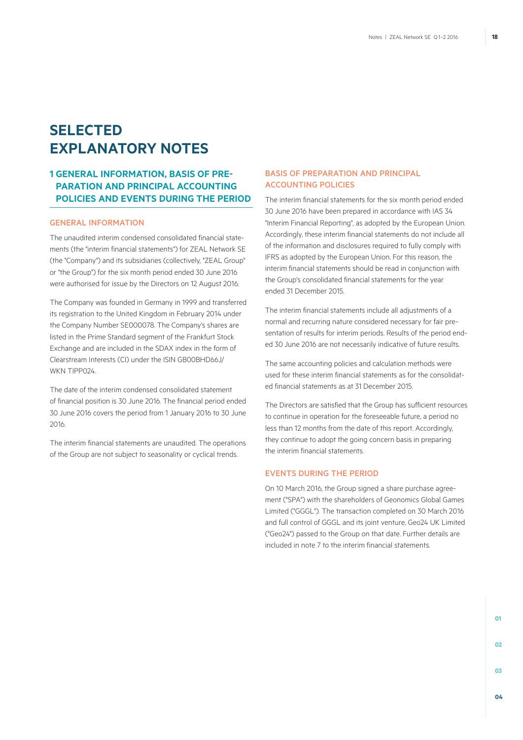# SELECTED EXPLANATORY NOTES

## 1 GENERAL INFORMATION, BASIS OF PREPARATION AND PRINCIPAL ACCOUNTING POLICIES AND EVENTS DURING THE PERIOD

### GENERAL INFORMATION

The unaudited interim condensed consolidated financial statements (the "interim financial statements") for ZEAL Network SE (the "Company") and its subsidiaries (collectively, "ZEAL Group" or "the Group") for the six month period ended 30 June 2016 were authorised for issue by the Directors on 12 August 2016.

The Company was founded in Germany in 1999 and transferred its registration to the United Kingdom in February 2014 under the Company Number SE000078. The Company's shares are listed in the Prime Standard segment of the Frankfurt Stock Exchange and are included in the SDAX index in the form of Clearstream Interests (CI) under the ISIN GB00BHD66J/WKN TIPP024.

The date of the interim condensed consolidated statement of financial position is 30 June 2016. The financial period ended 30 June 2016 covers the period from 1 January 2016 to 30 June 2016.

The interim financial statements are unaudited. The operations of the Group are not subject to seasonality or cyclical trends.

### BASIS OF PREPARATION AND PRINCIPAL ACCOUNTING POLICIES

The interim financial statements for the six month period ended 30 June 2016 have been prepared in accordance with IAS 34 "Interim Financial Reporting", as adopted by the European Union. Accordingly, these interim financial statements do not include all of the information and disclosures required to fully comply with IFRS as adopted by the European Union. For this reason, the interim financial statements should be read in conjunction with the Group's consolidated financial statements for the year ended 31 December 2015.

The interim financial statements include all adjustments of a normal and recurring nature considered necessary for fair presentation of results for interim periods. Results of the period ended 30 June 2016 are not necessarily indicative of future results.

The same accounting policies and calculation methods were used for these interim financial statements as for the consolidated financial statements as at 31 December 2015.

The Directors are satisfied that the Group has sufficient resources to continue in operation for the foreseeable future, a period no less than 12 months from the date of this report. Accordingly, they continue to adopt the going concern basis in preparing the interim financial statements.

### EVENTS DURING THE PERIOD

On 10 March 2016, the Group signed a share purchase agreement ("SPA") with the shareholders of Geonomics Global Games Limited ("GGGL"). The transaction completed on 30 March 2016 and full control of GGGL and its joint venture, Geo24 UK Limited ("Geo24") passed to the Group on that date. Further details are included in note 7 to the interim financial statements.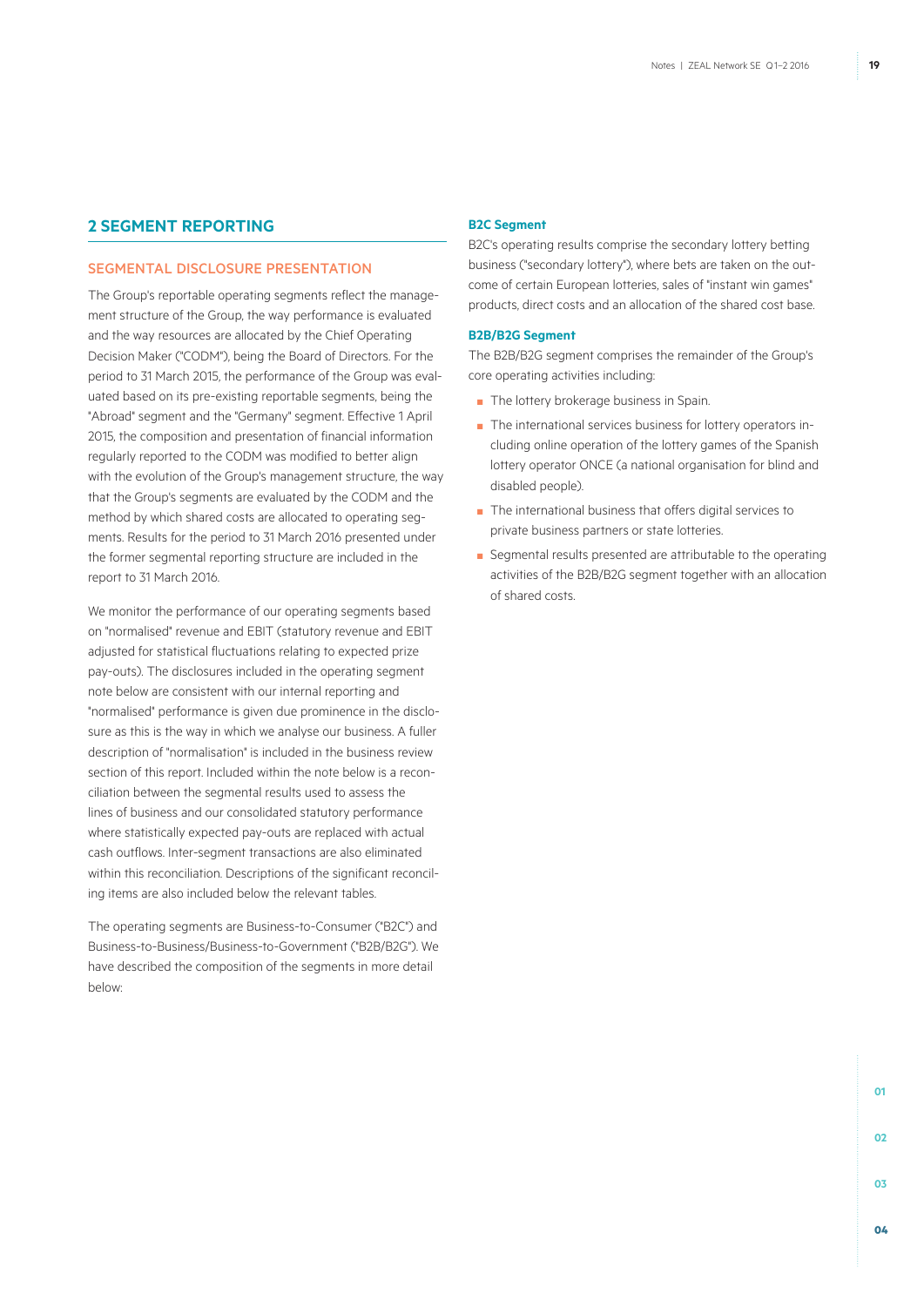## 2 SEGMENT REPORTING

### SEGMENTAL DISCLOSURE PRESENTATION

The Group's reportable operating segments reflect the management structure of the Group, the way performance is evaluated and the way resources are allocated by the Chief Operating Decision Maker ("CODM"), being the Board of Directors. For the period to 31 March 2015, the performance of the Group was evaluated based on its pre-existing reportable segments, being the "Abroad" segment and the "Germany" segment. Effective 1 April 2015, the composition and presentation of financial information regularly reported to the CODM was modified to better align with the evolution of the Group's management structure, the way that the Group's segments are evaluated by the CODM and the method by which shared costs are allocated to operating segments. Results for the period to 31 March 2016 presented under the former segmental reporting structure are included in the report to 31 March 2016.

We monitor the performance of our operating segments based on "normalised" revenue and EBIT (statutory revenue and EBIT adjusted for statistical fluctuations relating to expected prize pay-outs). The disclosures included in the operating segment note below are consistent with our internal reporting and "normalised" performance is given due prominence in the disclosure as this is the way in which we analyse our business. A fuller description of "normalisation" is included in the business review section of this report. Included within the note below is a reconciliation between the segmental results used to assess the lines of business and our consolidated statutory performance where statistically expected pay-outs are replaced with actual cash outflows. Inter-segment transactions are also eliminated within this reconciliation. Descriptions of the significant reconciling items are also included below the relevant tables.

The operating segments are Business-to-Consumer ("B2C") and Business-to-Business/Business-to-Government ("B2B/B2G"). We have described the composition of the segments in more detail below:

**B2C Segment**

B2C's operating results comprise the secondary lottery betting business ("secondary lottery"), where bets are taken on the outcome of certain European lotteries, sales of "instant win games" products, direct costs and an allocation of the shared cost base.

**B2B/B2G Segment**

The B2B/B2G segment comprises the remainder of the Group's core operating activities including:

- The lottery brokerage business in Spain.
- The international services business for lottery operators including online operation of the lottery games of the Spanish lottery operator ONCE (a national organisation for blind and disabled people).
- The international business that offers digital services to private business partners or state lotteries.
- Segmental results presented are attributable to the operating activities of the B2B/B2G segment together with an allocation of shared costs.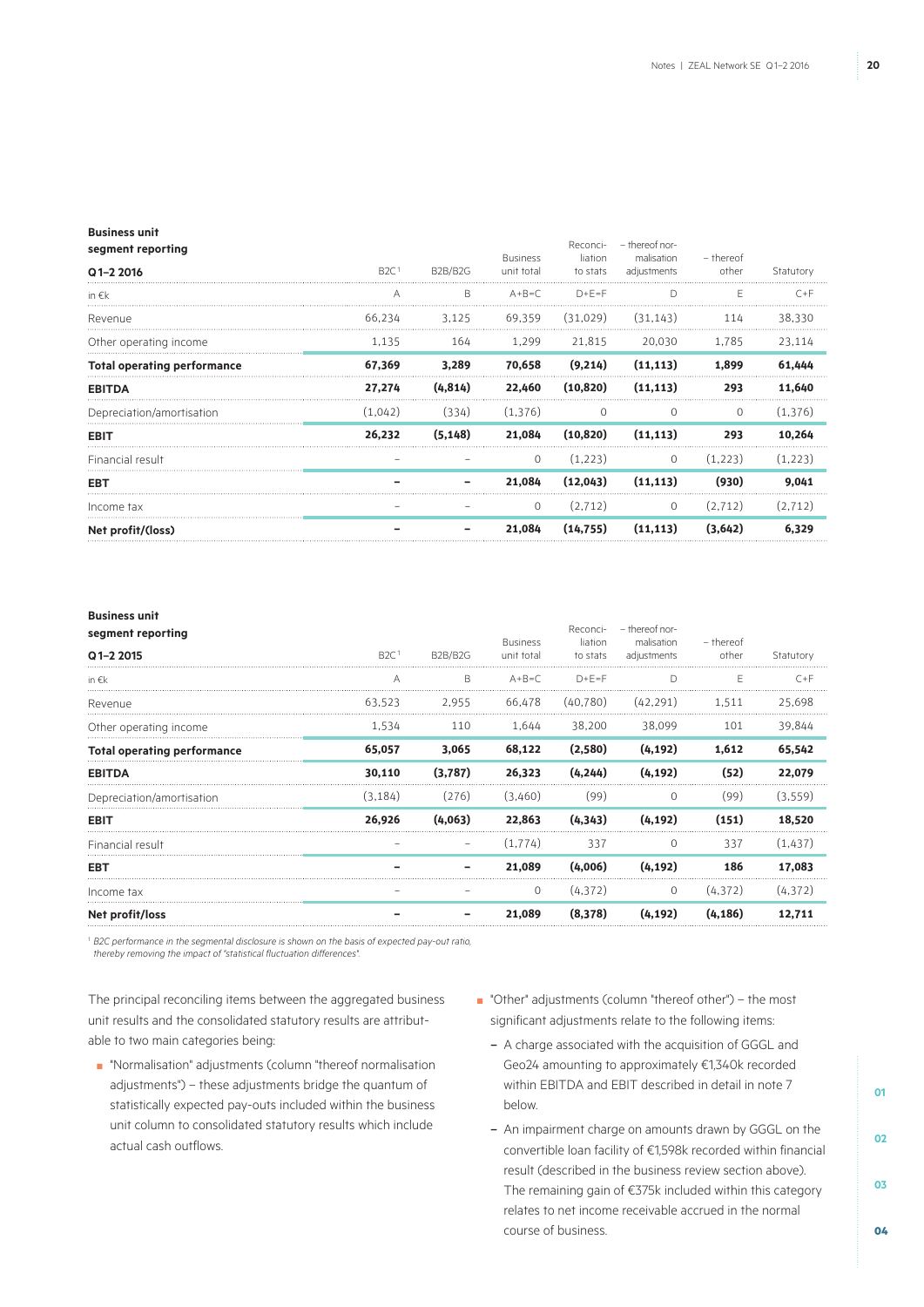**Business unit segment reporting**

| Q1–2 2016 | B2C[1] | B2B/B2G | Business unit total | Reconciliation to stats | – thereof normalisation adjustments | – thereof other | Statutory |
|---|---|---|---|---|---|---|---|
| in €k | A | B | A+B=C | D+E=F | D | E | C+F |
| Revenue | 66,234 | 3,125 | 69,359 | (31,029) | (31,143) | 114 | 38,330 |
| Other operating income | 1,135 | 164 | 1,299 | 21,815 | 20,030 | 1,785 | 23,114 |
| **Total operating performance** | **67,369** | **3,289** | **70,658** | **(9,214)** | **(11,113)** | **1,899** | **61,444** |
| **EBITDA** | **27,274** | **(4,814)** | **22,460** | **(10,820)** | **(11,113)** | **293** | **11,640** |
| Depreciation/amortisation | (1,042) | (334) | (1,376) | 0 | 0 | 0 | (1,376) |
| **EBIT** | **26,232** | **(5,148)** | **21,084** | **(10,820)** | **(11,113)** | **293** | **10,264** |
| Financial result | – | – | 0 | (1,223) | 0 | (1,223) | (1,223) |
| **EBT** | **–** | **–** | **21,084** | **(12,043)** | **(11,113)** | **(930)** | **9,041** |
| Income tax | – | – | 0 | (2,712) | 0 | (2,712) | (2,712) |
| **Net profit/(loss)** | **–** | **–** | **21,084** | **(14,755)** | **(11,113)** | **(3,642)** | **6,329** |

**Business unit segment reporting**

| Q1–2 2015 | B2C[1] | B2B/B2G | Business unit total | Reconciliation to stats | – thereof normalisation adjustments | – thereof other | Statutory |
|---|---|---|---|---|---|---|---|
| in €k | A | B | A+B=C | D+E=F | D | E | C+F |
| Revenue | 63,523 | 2,955 | 66,478 | (40,780) | (42,291) | 1,511 | 25,698 |
| Other operating income | 1,534 | 110 | 1,644 | 38,200 | 38,099 | 101 | 39,844 |
| **Total operating performance** | **65,057** | **3,065** | **68,122** | **(2,580)** | **(4,192)** | **1,612** | **65,542** |
| **EBITDA** | **30,110** | **(3,787)** | **26,323** | **(4,244)** | **(4,192)** | **(52)** | **22,079** |
| Depreciation/amortisation | (3,184) | (276) | (3,460) | (99) | 0 | (99) | (3,559) |
| **EBIT** | **26,926** | **(4,063)** | **22,863** | **(4,343)** | **(4,192)** | **(151)** | **18,520** |
| Financial result | – | – | (1,774) | 337 | 0 | 337 | (1,437) |
| **EBT** | **–** | **–** | **21,089** | **(4,006)** | **(4,192)** | **186** | **17,083** |
| Income tax | – | – | 0 | (4,372) | 0 | (4,372) | (4,372) |
| **Net profit/loss** | **–** | **–** | **21,089** | **(8,378)** | **(4,192)** | **(4,186)** | **12,711** |

[1] *B2C performance in the segmental disclosure is shown on the basis of expected pay-out ratio, thereby removing the impact of "statistical fluctuation differences".*

The principal reconciling items between the aggregated business unit results and the consolidated statutory results are attributable to two main categories being:

- "Normalisation" adjustments (column "thereof normalisation adjustments") – these adjustments bridge the quantum of statistically expected pay-outs included within the business unit column to consolidated statutory results which include actual cash outflows.
- "Other" adjustments (column "thereof other") – the most significant adjustments relate to the following items:
  - A charge associated with the acquisition of GGGL and Geo24 amounting to approximately €1,340k recorded within EBITDA and EBIT described in detail in note 7 below.
  - An impairment charge on amounts drawn by GGGL on the convertible loan facility of €1,598k recorded within financial result (described in the business review section above). The remaining gain of €375k included within this category relates to net income receivable accrued in the normal course of business.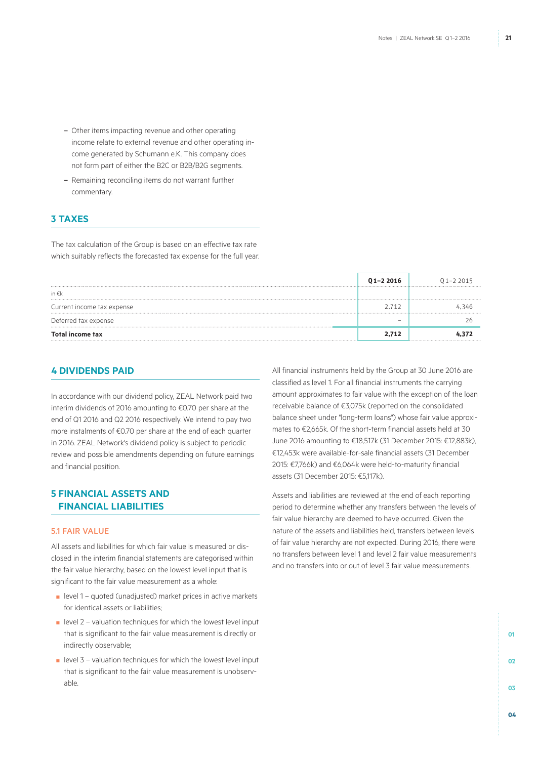- Other items impacting revenue and other operating income relate to external revenue and other operating income generated by Schumann e.K. This company does not form part of either the B2C or B2B/B2G segments.
- Remaining reconciling items do not warrant further commentary.

## 3 TAXES

The tax calculation of the Group is based on an effective tax rate which suitably reflects the forecasted tax expense for the full year.

| | Q1–2 2016 | Q1–2 2015 |
|---|---|---|
| in €k | | |
| Current income tax expense | 2,712 | 4,346 |
| Deferred tax expense | – | 26 |
| **Total income tax** | **2,712** | **4,372** |

## 4 DIVIDENDS PAID

In accordance with our dividend policy, ZEAL Network paid two interim dividends of 2016 amounting to €0.70 per share at the end of Q1 2016 and Q2 2016 respectively. We intend to pay two more instalments of €0.70 per share at the end of each quarter in 2016. ZEAL Network's dividend policy is subject to periodic review and possible amendments depending on future earnings and financial position.

## 5 FINANCIAL ASSETS AND FINANCIAL LIABILITIES

### 5.1 FAIR VALUE

All assets and liabilities for which fair value is measured or disclosed in the interim financial statements are categorised within the fair value hierarchy, based on the lowest level input that is significant to the fair value measurement as a whole:

- level 1 – quoted (unadjusted) market prices in active markets for identical assets or liabilities;
- level 2 – valuation techniques for which the lowest level input that is significant to the fair value measurement is directly or indirectly observable;
- level 3 – valuation techniques for which the lowest level input that is significant to the fair value measurement is unobservable.

All financial instruments held by the Group at 30 June 2016 are classified as level 1. For all financial instruments the carrying amount approximates to fair value with the exception of the loan receivable balance of €3,075k (reported on the consolidated balance sheet under "long-term loans") whose fair value approximates to €2,665k. Of the short-term financial assets held at 30 June 2016 amounting to €18,517k (31 December 2015: €12,883k), €12,453k were available-for-sale financial assets (31 December 2015: €7,766k) and €6,064k were held-to-maturity financial assets (31 December 2015: €5,117k).

Assets and liabilities are reviewed at the end of each reporting period to determine whether any transfers between the levels of fair value hierarchy are deemed to have occurred. Given the nature of the assets and liabilities held, transfers between levels of fair value hierarchy are not expected. During 2016, there were no transfers between level 1 and level 2 fair value measurements and no transfers into or out of level 3 fair value measurements.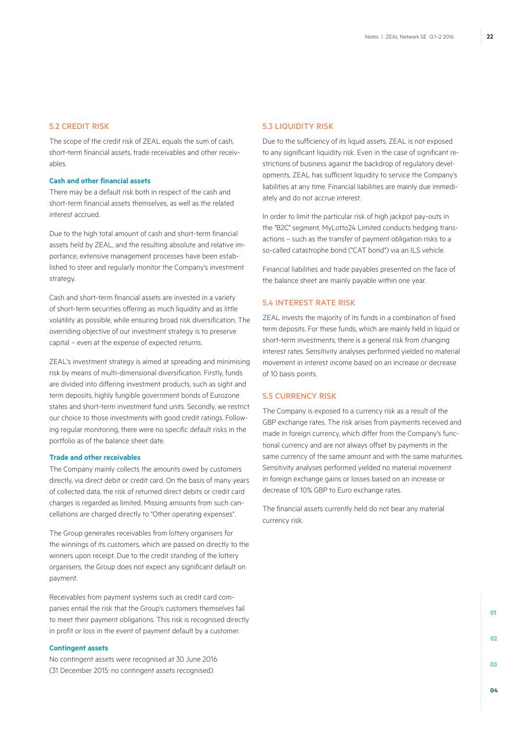## 5.2 CREDIT RISK

The scope of the credit risk of ZEAL equals the sum of cash, short-term financial assets, trade receivables and other receivables.

### Cash and other financial assets

There may be a default risk both in respect of the cash and short-term financial assets themselves, as well as the related interest accrued.

Due to the high total amount of cash and short-term financial assets held by ZEAL, and the resulting absolute and relative importance, extensive management processes have been established to steer and regularly monitor the Company's investment strategy.

Cash and short-term financial assets are invested in a variety of short-term securities offering as much liquidity and as little volatility as possible, while ensuring broad risk diversification. The overriding objective of our investment strategy is to preserve capital – even at the expense of expected returns.

ZEAL's investment strategy is aimed at spreading and minimising risk by means of multi-dimensional diversification. Firstly, funds are divided into differing investment products, such as sight and term deposits, highly fungible government bonds of Eurozone states and short-term investment fund units. Secondly, we restrict our choice to those investments with good credit ratings. Following regular monitoring, there were no specific default risks in the portfolio as of the balance sheet date.

### Trade and other receivables

The Company mainly collects the amounts owed by customers directly, via direct debit or credit card. On the basis of many years of collected data, the risk of returned direct debits or credit card charges is regarded as limited. Missing amounts from such cancellations are charged directly to "Other operating expenses".

The Group generates receivables from lottery organisers for the winnings of its customers, which are passed on directly to the winners upon receipt. Due to the credit standing of the lottery organisers, the Group does not expect any significant default on payment.

Receivables from payment systems such as credit card companies entail the risk that the Group's customers themselves fail to meet their payment obligations. This risk is recognised directly in profit or loss in the event of payment default by a customer.

### Contingent assets

No contingent assets were recognised at 30 June 2016 (31 December 2015: no contingent assets recognised).

## 5.3 LIQUIDITY RISK

Due to the sufficiency of its liquid assets, ZEAL is not exposed to any significant liquidity risk. Even in the case of significant restrictions of business against the backdrop of regulatory developments, ZEAL has sufficient liquidity to service the Company's liabilities at any time. Financial liabilities are mainly due immediately and do not accrue interest.

In order to limit the particular risk of high jackpot pay-outs in the "B2C" segment, MyLotto24 Limited conducts hedging transactions – such as the transfer of payment obligation risks to a so-called catastrophe bond ("CAT bond") via an ILS vehicle.

Financial liabilities and trade payables presented on the face of the balance sheet are mainly payable within one year.

## 5.4 INTEREST RATE RISK

ZEAL invests the majority of its funds in a combination of fixed term deposits. For these funds, which are mainly held in liquid or short-term investments, there is a general risk from changing interest rates. Sensitivity analyses performed yielded no material movement in interest income based on an increase or decrease of 10 basis points.

## 5.5 CURRENCY RISK

The Company is exposed to a currency risk as a result of the GBP exchange rates. The risk arises from payments received and made in foreign currency, which differ from the Company's functional currency and are not always offset by payments in the same currency of the same amount and with the same maturities. Sensitivity analyses performed yielded no material movement in foreign exchange gains or losses based on an increase or decrease of 10% GBP to Euro exchange rates.

The financial assets currently held do not bear any material currency risk.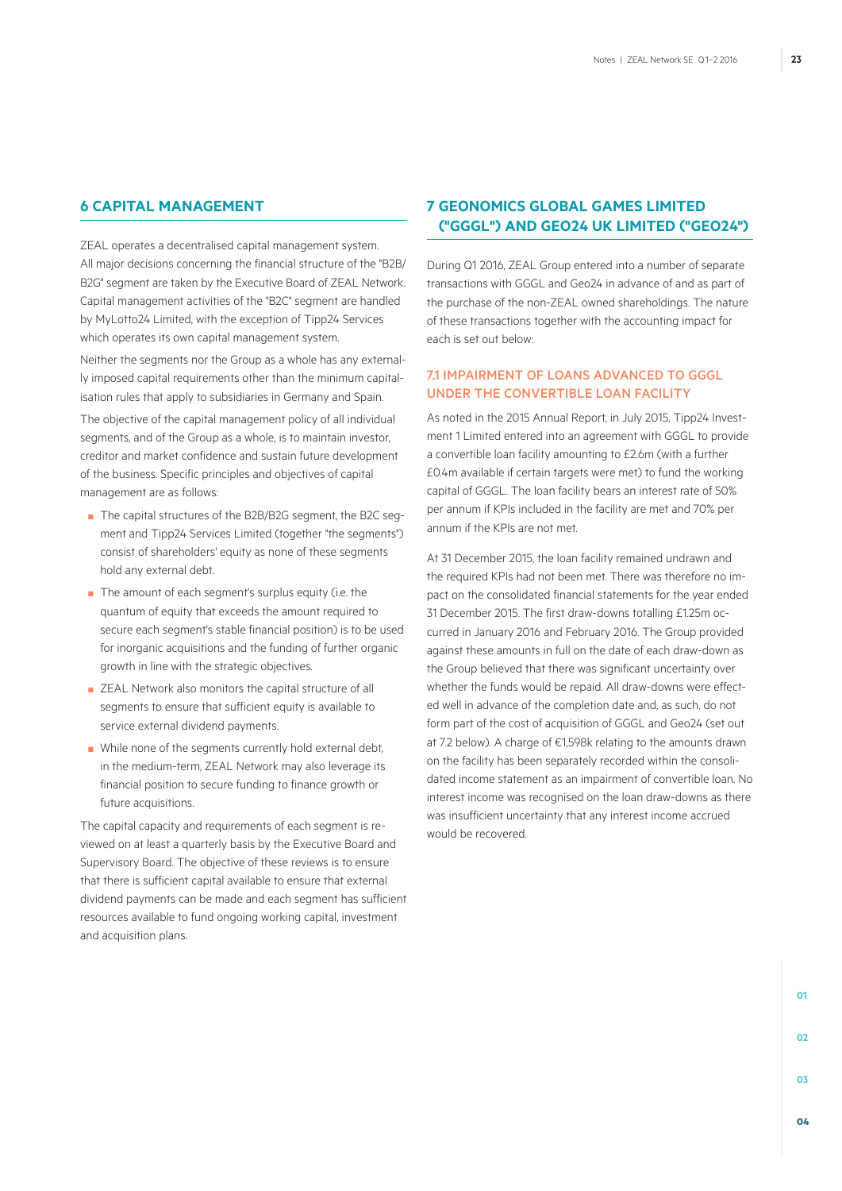## 6 CAPITAL MANAGEMENT

ZEAL operates a decentralised capital management system. All major decisions concerning the financial structure of the "B2B/B2G" segment are taken by the Executive Board of ZEAL Network. Capital management activities of the "B2C" segment are handled by MyLotto24 Limited, with the exception of Tipp24 Services which operates its own capital management system.

Neither the segments nor the Group as a whole has any externally imposed capital requirements other than the minimum capitalisation rules that apply to subsidiaries in Germany and Spain.

The objective of the capital management policy of all individual segments, and of the Group as a whole, is to maintain investor, creditor and market confidence and sustain future development of the business. Specific principles and objectives of capital management are as follows:

- The capital structures of the B2B/B2G segment, the B2C segment and Tipp24 Services Limited (together "the segments") consist of shareholders' equity as none of these segments hold any external debt.
- The amount of each segment's surplus equity (i.e. the quantum of equity that exceeds the amount required to secure each segment's stable financial position) is to be used for inorganic acquisitions and the funding of further organic growth in line with the strategic objectives.
- ZEAL Network also monitors the capital structure of all segments to ensure that sufficient equity is available to service external dividend payments.
- While none of the segments currently hold external debt, in the medium-term, ZEAL Network may also leverage its financial position to secure funding to finance growth or future acquisitions.

The capital capacity and requirements of each segment is reviewed on at least a quarterly basis by the Executive Board and Supervisory Board. The objective of these reviews is to ensure that there is sufficient capital available to ensure that external dividend payments can be made and each segment has sufficient resources available to fund ongoing working capital, investment and acquisition plans.

## 7 GEONOMICS GLOBAL GAMES LIMITED ("GGGL") AND GEO24 UK LIMITED ("GEO24")

During Q1 2016, ZEAL Group entered into a number of separate transactions with GGGL and Geo24 in advance of and as part of the purchase of the non-ZEAL owned shareholdings. The nature of these transactions together with the accounting impact for each is set out below:

### 7.1 IMPAIRMENT OF LOANS ADVANCED TO GGGL UNDER THE CONVERTIBLE LOAN FACILITY

As noted in the 2015 Annual Report, in July 2015, Tipp24 Investment 1 Limited entered into an agreement with GGGL to provide a convertible loan facility amounting to £2.6m (with a further £0.4m available if certain targets were met) to fund the working capital of GGGL. The loan facility bears an interest rate of 50% per annum if KPIs included in the facility are met and 70% per annum if the KPIs are not met.

At 31 December 2015, the loan facility remained undrawn and the required KPIs had not been met. There was therefore no impact on the consolidated financial statements for the year ended 31 December 2015. The first draw-downs totalling £1.25m occurred in January 2016 and February 2016. The Group provided against these amounts in full on the date of each draw-down as the Group believed that there was significant uncertainty over whether the funds would be repaid. All draw-downs were effected well in advance of the completion date and, as such, do not form part of the cost of acquisition of GGGL and Geo24 (set out at 7.2 below). A charge of €1,598k relating to the amounts drawn on the facility has been separately recorded within the consolidated income statement as an impairment of convertible loan. No interest income was recognised on the loan draw-downs as there was insufficient uncertainty that any interest income accrued would be recovered.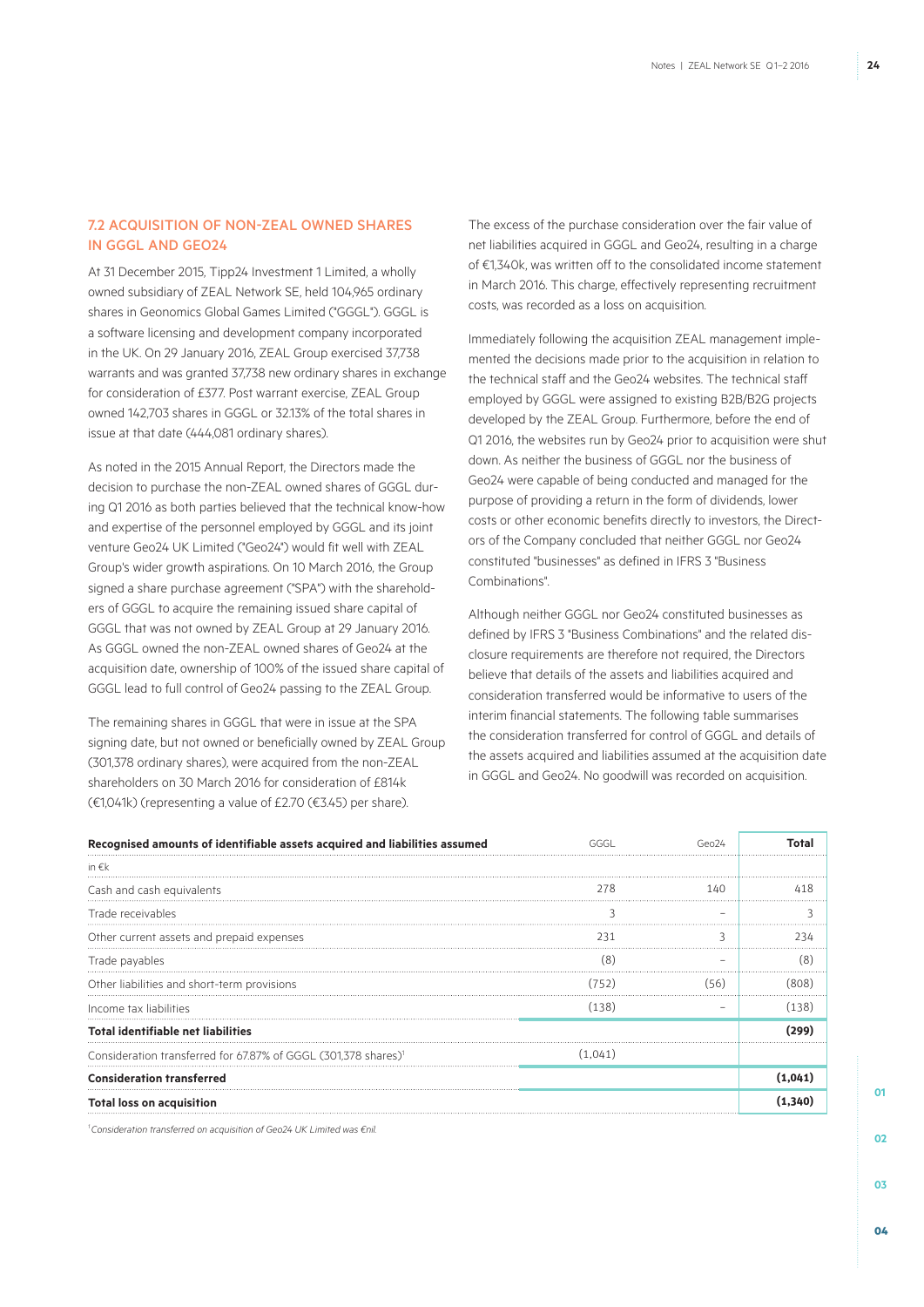## 7.2 ACQUISITION OF NON-ZEAL OWNED SHARES IN GGGL AND GEO24

At 31 December 2015, Tipp24 Investment 1 Limited, a wholly owned subsidiary of ZEAL Network SE, held 104,965 ordinary shares in Geonomics Global Games Limited ("GGGL"). GGGL is a software licensing and development company incorporated in the UK. On 29 January 2016, ZEAL Group exercised 37,738 warrants and was granted 37,738 new ordinary shares in exchange for consideration of £377. Post warrant exercise, ZEAL Group owned 142,703 shares in GGGL or 32.13% of the total shares in issue at that date (444,081 ordinary shares).

As noted in the 2015 Annual Report, the Directors made the decision to purchase the non-ZEAL owned shares of GGGL during Q1 2016 as both parties believed that the technical know-how and expertise of the personnel employed by GGGL and its joint venture Geo24 UK Limited ("Geo24") would fit well with ZEAL Group's wider growth aspirations. On 10 March 2016, the Group signed a share purchase agreement ("SPA") with the shareholders of GGGL to acquire the remaining issued share capital of GGGL that was not owned by ZEAL Group at 29 January 2016. As GGGL owned the non-ZEAL owned shares of Geo24 at the acquisition date, ownership of 100% of the issued share capital of GGGL lead to full control of Geo24 passing to the ZEAL Group.

The remaining shares in GGGL that were in issue at the SPA signing date, but not owned or beneficially owned by ZEAL Group (301,378 ordinary shares), were acquired from the non-ZEAL shareholders on 30 March 2016 for consideration of £814k (€1,041k) (representing a value of £2.70 (€3.45) per share).

The excess of the purchase consideration over the fair value of net liabilities acquired in GGGL and Geo24, resulting in a charge of €1,340k, was written off to the consolidated income statement in March 2016. This charge, effectively representing recruitment costs, was recorded as a loss on acquisition.

Immediately following the acquisition ZEAL management implemented the decisions made prior to the acquisition in relation to the technical staff and the Geo24 websites. The technical staff employed by GGGL were assigned to existing B2B/B2G projects developed by the ZEAL Group. Furthermore, before the end of Q1 2016, the websites run by Geo24 prior to acquisition were shut down. As neither the business of GGGL nor the business of Geo24 were capable of being conducted and managed for the purpose of providing a return in the form of dividends, lower costs or other economic benefits directly to investors, the Directors of the Company concluded that neither GGGL nor Geo24 constituted "businesses" as defined in IFRS 3 "Business Combinations".

Although neither GGGL nor Geo24 constituted businesses as defined by IFRS 3 "Business Combinations" and the related disclosure requirements are therefore not required, the Directors believe that details of the assets and liabilities acquired and consideration transferred would be informative to users of the interim financial statements. The following table summarises the consideration transferred for control of GGGL and details of the assets acquired and liabilities assumed at the acquisition date in GGGL and Geo24. No goodwill was recorded on acquisition.

| **Recognised amounts of identifiable assets acquired and liabilities assumed** | GGGL | Geo24 | **Total** |
|---|---|---|---|
| in €k | | | |
| Cash and cash equivalents | 278 | 140 | 418 |
| Trade receivables | 3 | – | 3 |
| Other current assets and prepaid expenses | 231 | 3 | 234 |
| Trade payables | (8) | – | (8) |
| Other liabilities and short-term provisions | (752) | (56) | (808) |
| Income tax liabilities | (138) | – | (138) |
| **Total identifiable net liabilities** | | | **(299)** |
| Consideration transferred for 67.87% of GGGL (301,378 shares)[1] | (1,041) | | |
| **Consideration transferred** | | | **(1,041)** |
| **Total loss on acquisition** | | | **(1,340)** |

[1] *Consideration transferred on acquisition of Geo24 UK Limited was €nil.*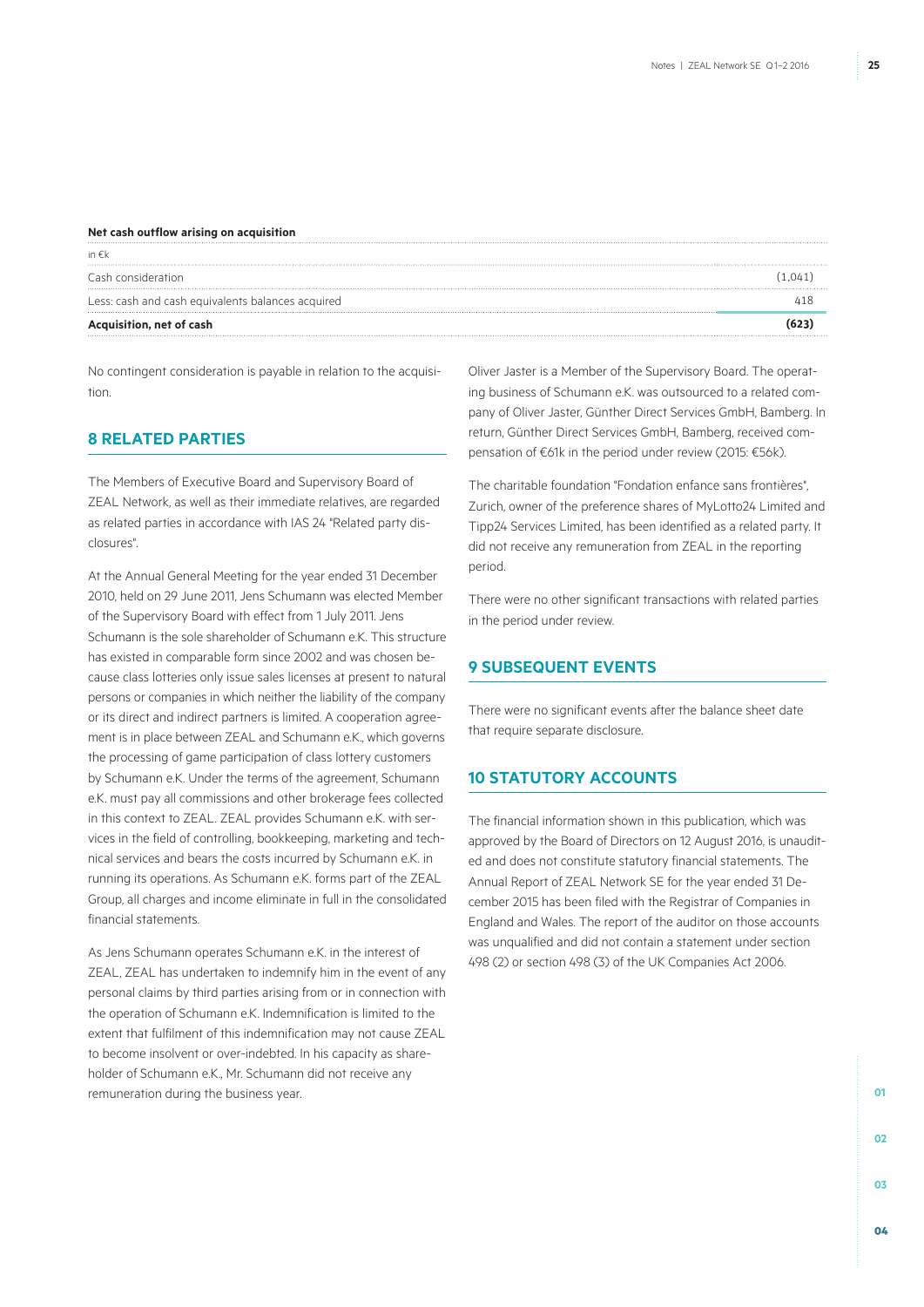**Net cash outflow arising on acquisition**

| in €k | |
|---|---|
| Cash consideration | (1,041) |
| Less: cash and cash equivalents balances acquired | 418 |
| **Acquisition, net of cash** | **(623)** |

No contingent consideration is payable in relation to the acquisition.

## 8 RELATED PARTIES

The Members of Executive Board and Supervisory Board of ZEAL Network, as well as their immediate relatives, are regarded as related parties in accordance with IAS 24 "Related party disclosures".

At the Annual General Meeting for the year ended 31 December 2010, held on 29 June 2011, Jens Schumann was elected Member of the Supervisory Board with effect from 1 July 2011. Jens Schumann is the sole shareholder of Schumann e.K. This structure has existed in comparable form since 2002 and was chosen because class lotteries only issue sales licenses at present to natural persons or companies in which neither the liability of the company or its direct and indirect partners is limited. A cooperation agreement is in place between ZEAL and Schumann e.K., which governs the processing of game participation of class lottery customers by Schumann e.K. Under the terms of the agreement, Schumann e.K. must pay all commissions and other brokerage fees collected in this context to ZEAL. ZEAL provides Schumann e.K. with services in the field of controlling, bookkeeping, marketing and technical services and bears the costs incurred by Schumann e.K. in running its operations. As Schumann e.K. forms part of the ZEAL Group, all charges and income eliminate in full in the consolidated financial statements.

As Jens Schumann operates Schumann e.K. in the interest of ZEAL, ZEAL has undertaken to indemnify him in the event of any personal claims by third parties arising from or in connection with the operation of Schumann e.K. Indemnification is limited to the extent that fulfilment of this indemnification may not cause ZEAL to become insolvent or over-indebted. In his capacity as shareholder of Schumann e.K., Mr. Schumann did not receive any remuneration during the business year.

Oliver Jaster is a Member of the Supervisory Board. The operating business of Schumann e.K. was outsourced to a related company of Oliver Jaster, Günther Direct Services GmbH, Bamberg. In return, Günther Direct Services GmbH, Bamberg, received compensation of €61k in the period under review (2015: €56k).

The charitable foundation "Fondation enfance sans frontières", Zurich, owner of the preference shares of MyLotto24 Limited and Tipp24 Services Limited, has been identified as a related party. It did not receive any remuneration from ZEAL in the reporting period.

There were no other significant transactions with related parties in the period under review.

## 9 SUBSEQUENT EVENTS

There were no significant events after the balance sheet date that require separate disclosure.

## 10 STATUTORY ACCOUNTS

The financial information shown in this publication, which was approved by the Board of Directors on 12 August 2016, is unaudited and does not constitute statutory financial statements. The Annual Report of ZEAL Network SE for the year ended 31 December 2015 has been filed with the Registrar of Companies in England and Wales. The report of the auditor on those accounts was unqualified and did not contain a statement under section 498 (2) or section 498 (3) of the UK Companies Act 2006.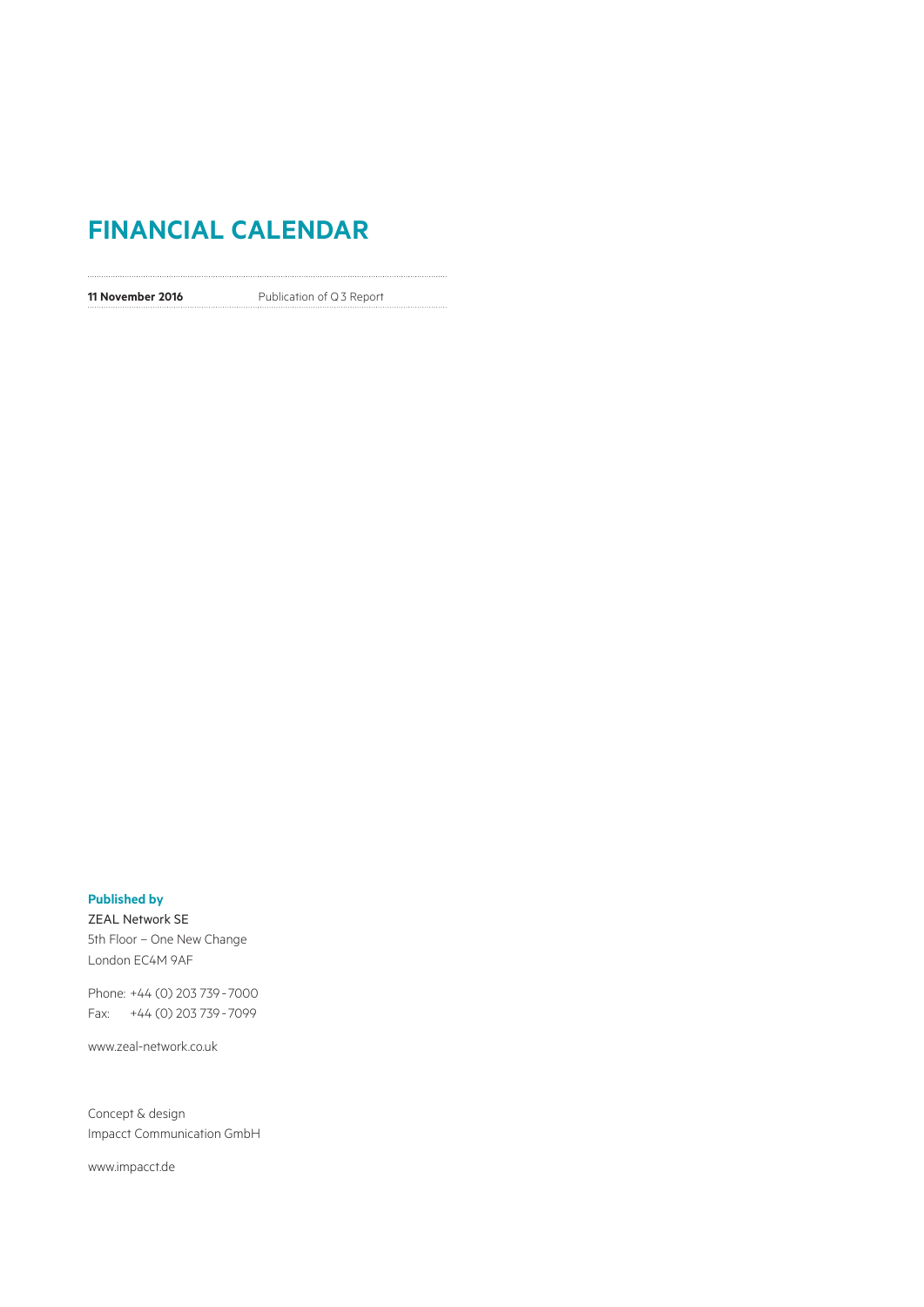# FINANCIAL CALENDAR

| | |
|---|---|
| **11 November 2016** | Publication of Q 3 Report |

**Published by**

ZEAL Network SE
5th Floor – One New Change
London EC4M 9AF

Phone: +44 (0) 203 739 - 7000
Fax: +44 (0) 203 739 - 7099

www.zeal-network.co.uk

Concept & design
Impacct Communication GmbH

www.impacct.de